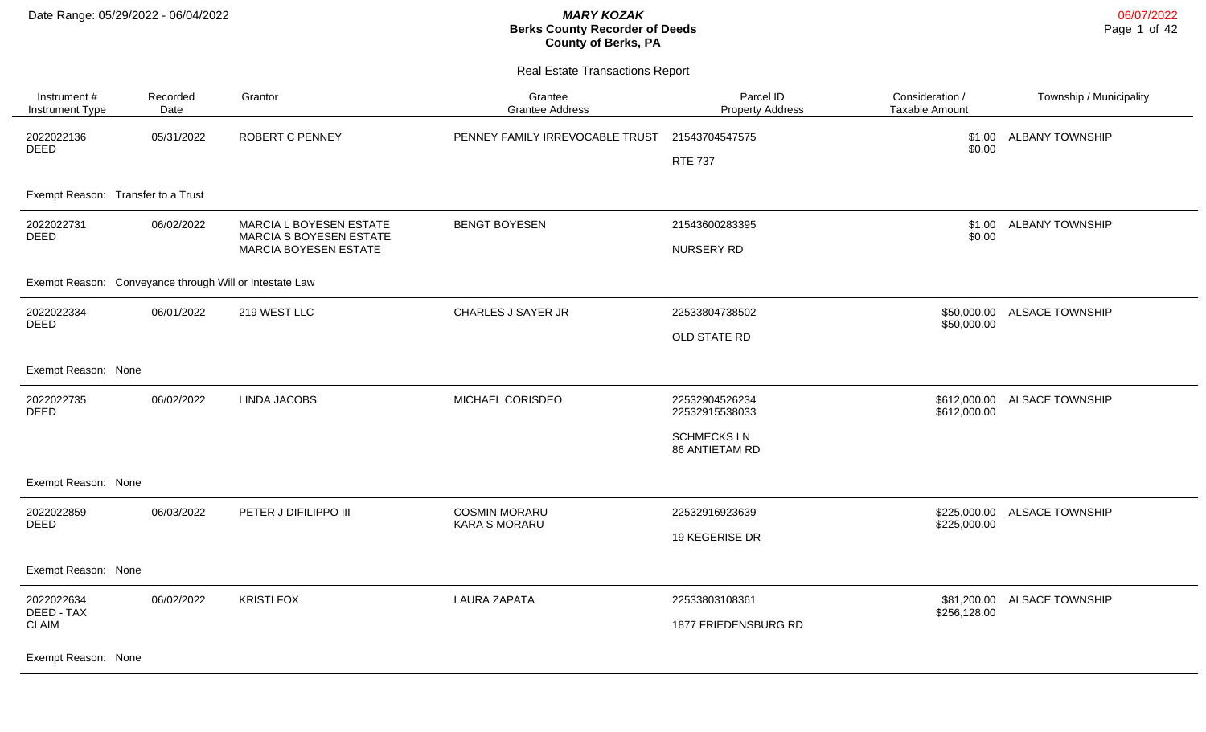Date Range: 05/29/2022 - 06/04/2022

***MARY KOZAK***
**Berks County Recorder of Deeds**
**County of Berks, PA**

06/07/2022

Real Estate Transactions Report

| Instrument # / Instrument Type | Recorded Date | Grantor | Grantee / Grantee Address | Parcel ID / Property Address | Consideration / Taxable Amount | Township / Municipality |
|---|---|---|---|---|---|---|
| 2022022136 DEED | 05/31/2022 | ROBERT C PENNEY | PENNEY FAMILY IRREVOCABLE TRUST | 21543704547575 RTE 737 | $1.00 $0.00 | ALBANY TOWNSHIP |
| Exempt Reason: Transfer to a Trust | | | | | | |
| 2022022731 DEED | 06/02/2022 | MARCIA L BOYESEN ESTATE MARCIA S BOYESEN ESTATE MARCIA BOYESEN ESTATE | BENGT BOYESEN | 21543600283395 NURSERY RD | $1.00 $0.00 | ALBANY TOWNSHIP |
| Exempt Reason: Conveyance through Will or Intestate Law | | | | | | |
| 2022022334 DEED | 06/01/2022 | 219 WEST LLC | CHARLES J SAYER JR | 22533804738502 OLD STATE RD | $50,000.00 $50,000.00 | ALSACE TOWNSHIP |
| Exempt Reason: None | | | | | | |
| 2022022735 DEED | 06/02/2022 | LINDA JACOBS | MICHAEL CORISDEO | 22532904526234 22532915538033 SCHMECKS LN 86 ANTIETAM RD | $612,000.00 $612,000.00 | ALSACE TOWNSHIP |
| Exempt Reason: None | | | | | | |
| 2022022859 DEED | 06/03/2022 | PETER J DIFILIPPO III | COSMIN MORARU KARA S MORARU | 22532916923639 19 KEGERISE DR | $225,000.00 $225,000.00 | ALSACE TOWNSHIP |
| Exempt Reason: None | | | | | | |
| 2022022634 DEED - TAX CLAIM | 06/02/2022 | KRISTI FOX | LAURA ZAPATA | 22533803108361 1877 FRIEDENSBURG RD | $81,200.00 $256,128.00 | ALSACE TOWNSHIP |
| Exempt Reason: None | | | | | | |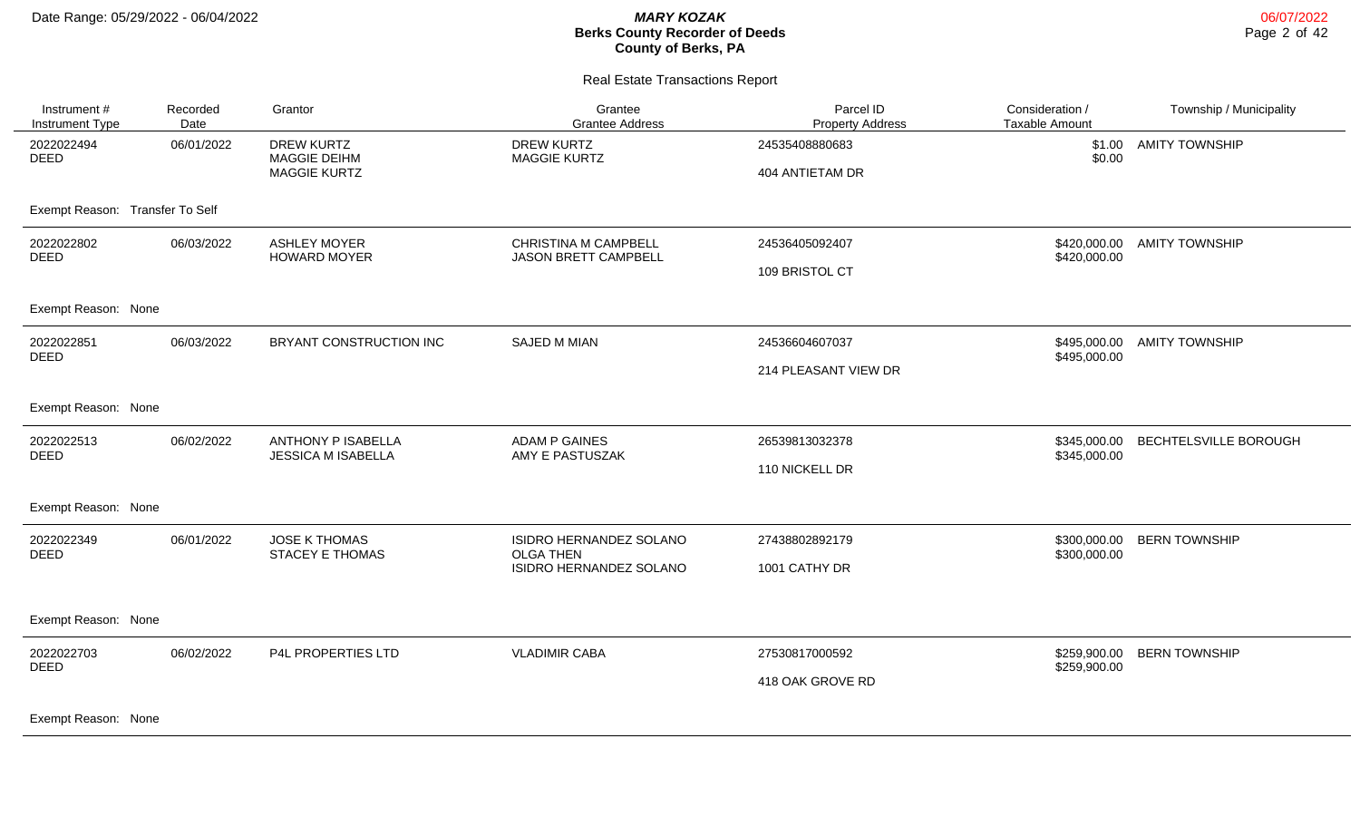Date Range: 05/29/2022 - 06/04/2022

***MARY KOZAK***
**Berks County Recorder of Deeds**
**County of Berks, PA**

Real Estate Transactions Report

| Instrument # / Instrument Type | Recorded Date | Grantor | Grantee / Grantee Address | Parcel ID / Property Address | Consideration / Taxable Amount | Township / Municipality |
|---|---|---|---|---|---|---|
| 2022022494 DEED | 06/01/2022 | DREW KURTZ<br>MAGGIE DEIHM<br>MAGGIE KURTZ | DREW KURTZ<br>MAGGIE KURTZ | 24535408880683<br>404 ANTIETAM DR | $1.00<br>$0.00 | AMITY TOWNSHIP |
| Exempt Reason: Transfer To Self | | | | | | |
| 2022022802 DEED | 06/03/2022 | ASHLEY MOYER<br>HOWARD MOYER | CHRISTINA M CAMPBELL<br>JASON BRETT CAMPBELL | 24536405092407<br>109 BRISTOL CT | $420,000.00<br>$420,000.00 | AMITY TOWNSHIP |
| Exempt Reason: None | | | | | | |
| 2022022851 DEED | 06/03/2022 | BRYANT CONSTRUCTION INC | SAJED M MIAN | 24536604607037<br>214 PLEASANT VIEW DR | $495,000.00<br>$495,000.00 | AMITY TOWNSHIP |
| Exempt Reason: None | | | | | | |
| 2022022513 DEED | 06/02/2022 | ANTHONY P ISABELLA<br>JESSICA M ISABELLA | ADAM P GAINES<br>AMY E PASTUSZAK | 26539813032378<br>110 NICKELL DR | $345,000.00<br>$345,000.00 | BECHTELSVILLE BOROUGH |
| Exempt Reason: None | | | | | | |
| 2022022349 DEED | 06/01/2022 | JOSE K THOMAS<br>STACEY E THOMAS | ISIDRO HERNANDEZ SOLANO<br>OLGA THEN<br>ISIDRO HERNANDEZ SOLANO | 27438802892179<br>1001 CATHY DR | $300,000.00<br>$300,000.00 | BERN TOWNSHIP |
| Exempt Reason: None | | | | | | |
| 2022022703 DEED | 06/02/2022 | P4L PROPERTIES LTD | VLADIMIR CABA | 27530817000592<br>418 OAK GROVE RD | $259,900.00<br>$259,900.00 | BERN TOWNSHIP |
| Exempt Reason: None | | | | | | |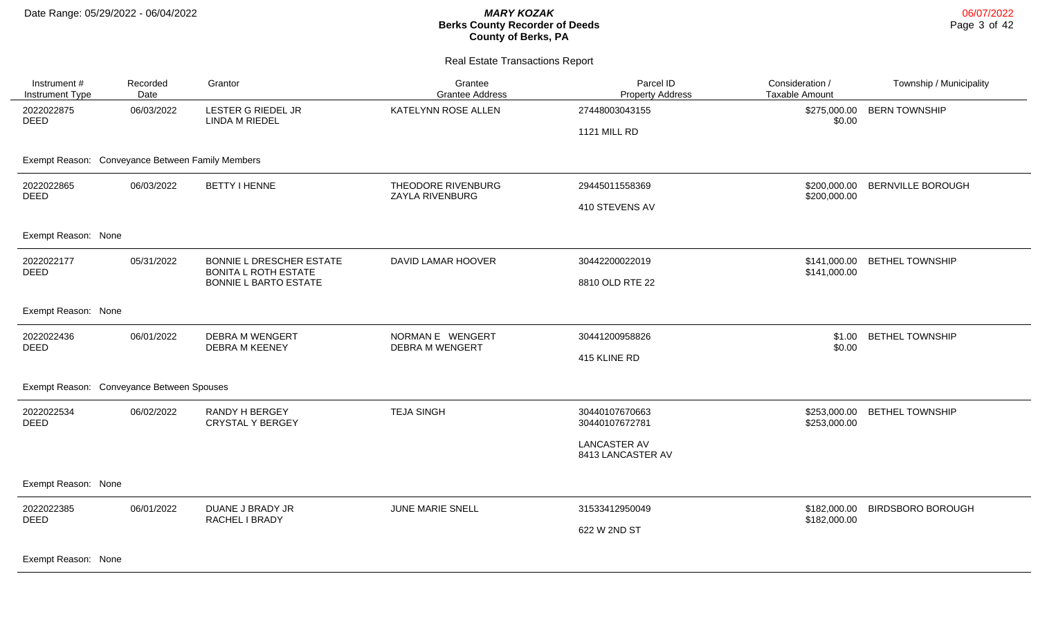Date Range: 05/29/2022 - 06/04/2022

***MARY KOZAK***
**Berks County Recorder of Deeds**
**County of Berks, PA**

Real Estate Transactions Report

| Instrument # / Instrument Type | Recorded Date | Grantor | Grantee / Grantee Address | Parcel ID / Property Address | Consideration / Taxable Amount | Township / Municipality |
|---|---|---|---|---|---|---|
| 2022022875 DEED | 06/03/2022 | LESTER G RIEDEL JR<br>LINDA M RIEDEL | KATELYNN ROSE ALLEN | 27448003043155<br><br>1121 MILL RD | $275,000.00<br>$0.00 | BERN TOWNSHIP |
| Exempt Reason: Conveyance Between Family Members | | | | | | |
| 2022022865 DEED | 06/03/2022 | BETTY I HENNE | THEODORE RIVENBURG<br>ZAYLA RIVENBURG | 29445011558369<br><br>410 STEVENS AV | $200,000.00<br>$200,000.00 | BERNVILLE BOROUGH |
| Exempt Reason: None | | | | | | |
| 2022022177 DEED | 05/31/2022 | BONNIE L DRESCHER ESTATE<br>BONITA L ROTH ESTATE<br>BONNIE L BARTO ESTATE | DAVID LAMAR HOOVER | 30442200022019<br><br>8810 OLD RTE 22 | $141,000.00<br>$141,000.00 | BETHEL TOWNSHIP |
| Exempt Reason: None | | | | | | |
| 2022022436 DEED | 06/01/2022 | DEBRA M WENGERT<br>DEBRA M KEENEY | NORMAN E WENGERT<br>DEBRA M WENGERT | 30441200958826<br><br>415 KLINE RD | $1.00<br>$0.00 | BETHEL TOWNSHIP |
| Exempt Reason: Conveyance Between Spouses | | | | | | |
| 2022022534 DEED | 06/02/2022 | RANDY H BERGEY<br>CRYSTAL Y BERGEY | TEJA SINGH | 30440107670663<br>30440107672781<br><br>LANCASTER AV<br>8413 LANCASTER AV | $253,000.00<br>$253,000.00 | BETHEL TOWNSHIP |
| Exempt Reason: None | | | | | | |
| 2022022385 DEED | 06/01/2022 | DUANE J BRADY JR<br>RACHEL I BRADY | JUNE MARIE SNELL | 31533412950049<br><br>622 W 2ND ST | $182,000.00<br>$182,000.00 | BIRDSBORO BOROUGH |
| Exempt Reason: None | | | | | | |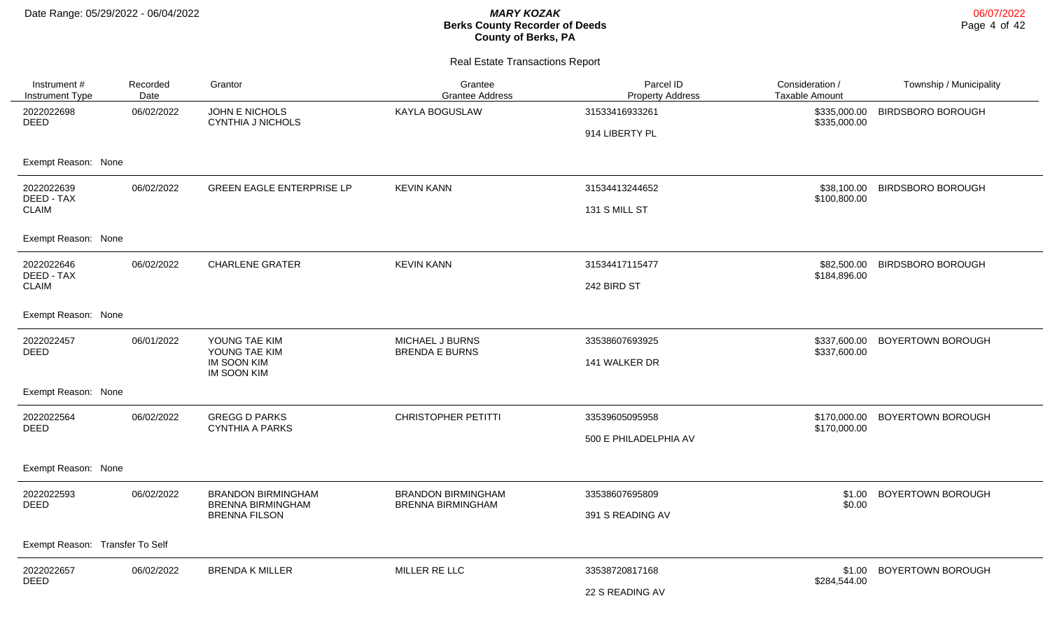**MARY KOZAK**
**Berks County Recorder of Deeds**
**County of Berks, PA**

Date Range: 05/29/2022 - 06/04/2022

06/07/2022

## Real Estate Transactions Report

| Instrument # / Instrument Type | Recorded Date | Grantor | Grantee / Grantee Address | Parcel ID / Property Address | Consideration / Taxable Amount | Township / Municipality |
|---|---|---|---|---|---|---|
| 2022022698 DEED | 06/02/2022 | JOHN E NICHOLS<br>CYNTHIA J NICHOLS | KAYLA BOGUSLAW | 31533416933261<br>914 LIBERTY PL | $335,000.00<br>$335,000.00 | BIRDSBORO BOROUGH |
| Exempt Reason: None | | | | | | |
| 2022022639 DEED - TAX CLAIM | 06/02/2022 | GREEN EAGLE ENTERPRISE LP | KEVIN KANN | 31534413244652<br>131 S MILL ST | $38,100.00<br>$100,800.00 | BIRDSBORO BOROUGH |
| Exempt Reason: None | | | | | | |
| 2022022646 DEED - TAX CLAIM | 06/02/2022 | CHARLENE GRATER | KEVIN KANN | 31534417115477<br>242 BIRD ST | $82,500.00<br>$184,896.00 | BIRDSBORO BOROUGH |
| Exempt Reason: None | | | | | | |
| 2022022457 DEED | 06/01/2022 | YOUNG TAE KIM<br>YOUNG TAE KIM<br>IM SOON KIM<br>IM SOON KIM | MICHAEL J BURNS<br>BRENDA E BURNS | 33538607693925<br>141 WALKER DR | $337,600.00<br>$337,600.00 | BOYERTOWN BOROUGH |
| Exempt Reason: None | | | | | | |
| 2022022564 DEED | 06/02/2022 | GREGG D PARKS<br>CYNTHIA A PARKS | CHRISTOPHER PETITTI | 33539605095958<br>500 E PHILADELPHIA AV | $170,000.00<br>$170,000.00 | BOYERTOWN BOROUGH |
| Exempt Reason: None | | | | | | |
| 2022022593 DEED | 06/02/2022 | BRANDON BIRMINGHAM<br>BRENNA BIRMINGHAM<br>BRENNA FILSON | BRANDON BIRMINGHAM<br>BRENNA BIRMINGHAM | 33538607695809<br>391 S READING AV | $1.00<br>$0.00 | BOYERTOWN BOROUGH |
| Exempt Reason: Transfer To Self | | | | | | |
| 2022022657 DEED | 06/02/2022 | BRENDA K MILLER | MILLER RE LLC | 33538720817168<br>22 S READING AV | $1.00<br>$284,544.00 | BOYERTOWN BOROUGH |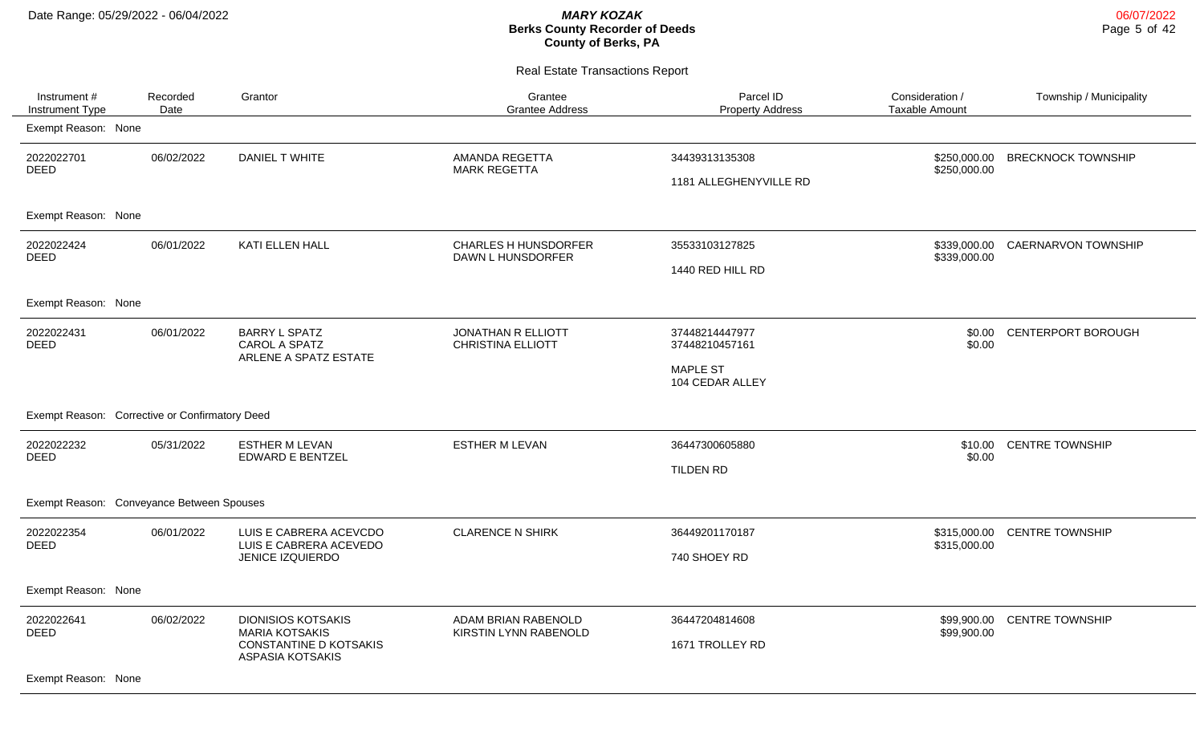Date Range: 05/29/2022 - 06/04/2022

**MARY KOZAK**
**Berks County Recorder of Deeds**
**County of Berks, PA**

Real Estate Transactions Report

| Instrument # / Instrument Type | Recorded Date | Grantor | Grantee / Grantee Address | Parcel ID / Property Address | Consideration / Taxable Amount | Township / Municipality |
|---|---|---|---|---|---|---|
| Exempt Reason: None | | | | | | |
| 2022022701 DEED | 06/02/2022 | DANIEL T WHITE | AMANDA REGETTA MARK REGETTA | 34439313135308 1181 ALLEGHENYVILLE RD | \$250,000.00 \$250,000.00 | BRECKNOCK TOWNSHIP |
| Exempt Reason: None | | | | | | |
| 2022022424 DEED | 06/01/2022 | KATI ELLEN HALL | CHARLES H HUNSDORFER DAWN L HUNSDORFER | 35533103127825 1440 RED HILL RD | \$339,000.00 \$339,000.00 | CAERNARVON TOWNSHIP |
| Exempt Reason: None | | | | | | |
| 2022022431 DEED | 06/01/2022 | BARRY L SPATZ CAROL A SPATZ ARLENE A SPATZ ESTATE | JONATHAN R ELLIOTT CHRISTINA ELLIOTT | 37448214447977 37448210457161 MAPLE ST 104 CEDAR ALLEY | \$0.00 \$0.00 | CENTERPORT BOROUGH |
| Exempt Reason: Corrective or Confirmatory Deed | | | | | | |
| 2022022232 DEED | 05/31/2022 | ESTHER M LEVAN EDWARD E BENTZEL | ESTHER M LEVAN | 36447300605880 TILDEN RD | \$10.00 \$0.00 | CENTRE TOWNSHIP |
| Exempt Reason: Conveyance Between Spouses | | | | | | |
| 2022022354 DEED | 06/01/2022 | LUIS E CABRERA ACEVCDO LUIS E CABRERA ACEVEDO JENICE IZQUIERDO | CLARENCE N SHIRK | 36449201170187 740 SHOEY RD | \$315,000.00 \$315,000.00 | CENTRE TOWNSHIP |
| Exempt Reason: None | | | | | | |
| 2022022641 DEED | 06/02/2022 | DIONISIOS KOTSAKIS MARIA KOTSAKIS CONSTANTINE D KOTSAKIS ASPASIA KOTSAKIS | ADAM BRIAN RABENOLD KIRSTIN LYNN RABENOLD | 36447204814608 1671 TROLLEY RD | \$99,900.00 \$99,900.00 | CENTRE TOWNSHIP |
| Exempt Reason: None | | | | | | |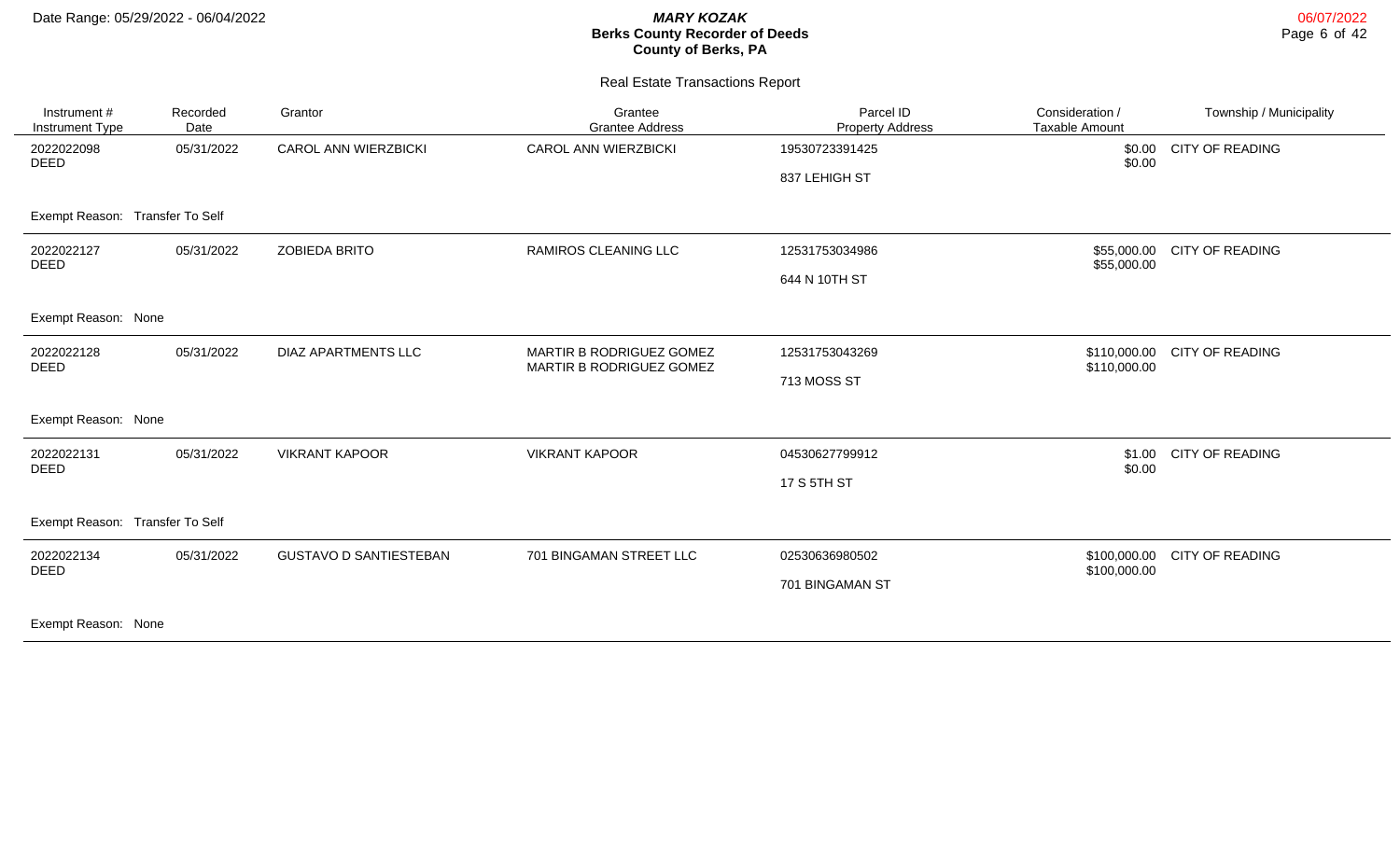# Real Estate Transactions Report

| Instrument # / Instrument Type | Recorded Date | Grantor | Grantee / Grantee Address | Parcel ID / Property Address | Consideration / Taxable Amount | Township / Municipality |
|---|---|---|---|---|---|---|
| 2022022098 DEED | 05/31/2022 | CAROL ANN WIERZBICKI | CAROL ANN WIERZBICKI | 19530723391425 837 LEHIGH ST | $0.00 $0.00 | CITY OF READING |
| Exempt Reason: Transfer To Self | | | | | | |
| 2022022127 DEED | 05/31/2022 | ZOBIEDA BRITO | RAMIROS CLEANING LLC | 12531753034986 644 N 10TH ST | $55,000.00 $55,000.00 | CITY OF READING |
| Exempt Reason: None | | | | | | |
| 2022022128 DEED | 05/31/2022 | DIAZ APARTMENTS LLC | MARTIR B RODRIGUEZ GOMEZ MARTIR B RODRIGUEZ GOMEZ | 12531753043269 713 MOSS ST | $110,000.00 $110,000.00 | CITY OF READING |
| Exempt Reason: None | | | | | | |
| 2022022131 DEED | 05/31/2022 | VIKRANT KAPOOR | VIKRANT KAPOOR | 04530627799912 17 S 5TH ST | $1.00 $0.00 | CITY OF READING |
| Exempt Reason: Transfer To Self | | | | | | |
| 2022022134 DEED | 05/31/2022 | GUSTAVO D SANTIESTEBAN | 701 BINGAMAN STREET LLC | 02530636980502 701 BINGAMAN ST | $100,000.00 $100,000.00 | CITY OF READING |
| Exempt Reason: None | | | | | | |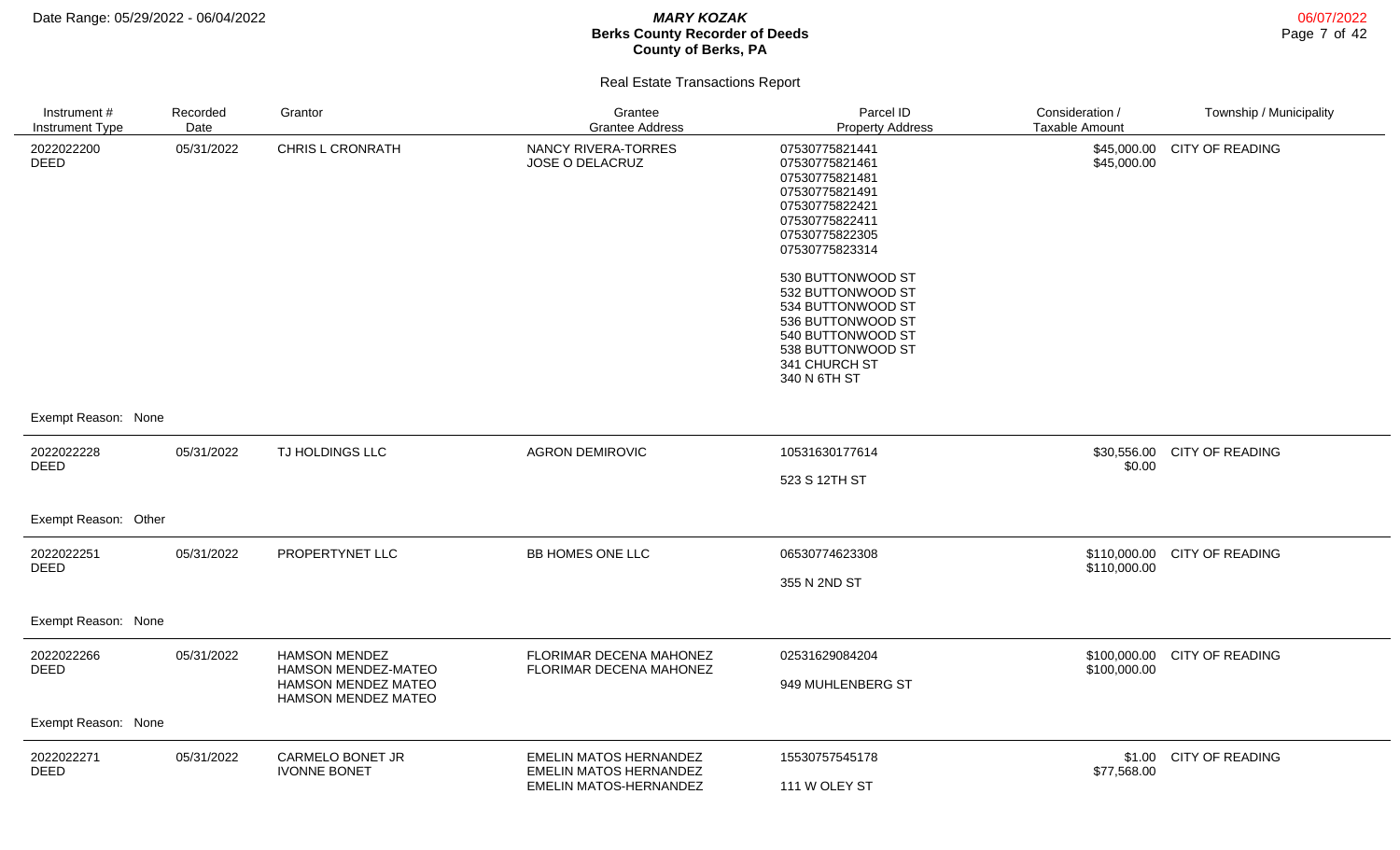# Berks County Recorder of Deeds

**MARY KOZAK**

**County of Berks, PA**

Date Range: 05/29/2022 - 06/04/2022

06/07/2022

## Real Estate Transactions Report

| Instrument # / Instrument Type | Recorded Date | Grantor | Grantee / Grantee Address | Parcel ID / Property Address | Consideration / Taxable Amount | Township / Municipality |
|---|---|---|---|---|---|---|
| 2022022200 DEED | 05/31/2022 | CHRIS L CRONRATH | NANCY RIVERA-TORRES<br>JOSE O DELACRUZ | 07530775821441<br>07530775821461<br>07530775821481<br>07530775821491<br>07530775822421<br>07530775822411<br>07530775822305<br>07530775823314<br><br>530 BUTTONWOOD ST<br>532 BUTTONWOOD ST<br>534 BUTTONWOOD ST<br>536 BUTTONWOOD ST<br>540 BUTTONWOOD ST<br>538 BUTTONWOOD ST<br>341 CHURCH ST<br>340 N 6TH ST | $45,000.00<br>$45,000.00 | CITY OF READING |
| Exempt Reason: None | | | | | | |
| 2022022228 DEED | 05/31/2022 | TJ HOLDINGS LLC | AGRON DEMIROVIC | 10531630177614<br><br>523 S 12TH ST | $30,556.00<br>$0.00 | CITY OF READING |
| Exempt Reason: Other | | | | | | |
| 2022022251 DEED | 05/31/2022 | PROPERTYNET LLC | BB HOMES ONE LLC | 06530774623308<br><br>355 N 2ND ST | $110,000.00<br>$110,000.00 | CITY OF READING |
| Exempt Reason: None | | | | | | |
| 2022022266 DEED | 05/31/2022 | HAMSON MENDEZ<br>HAMSON MENDEZ-MATEO<br>HAMSON MENDEZ MATEO<br>HAMSON MENDEZ MATEO | FLORIMAR DECENA MAHONEZ<br>FLORIMAR DECENA MAHONEZ | 02531629084204<br><br>949 MUHLENBERG ST | $100,000.00<br>$100,000.00 | CITY OF READING |
| Exempt Reason: None | | | | | | |
| 2022022271 DEED | 05/31/2022 | CARMELO BONET JR<br>IVONNE BONET | EMELIN MATOS HERNANDEZ<br>EMELIN MATOS HERNANDEZ<br>EMELIN MATOS-HERNANDEZ | 15530757545178<br><br>111 W OLEY ST | $1.00<br>$77,568.00 | CITY OF READING |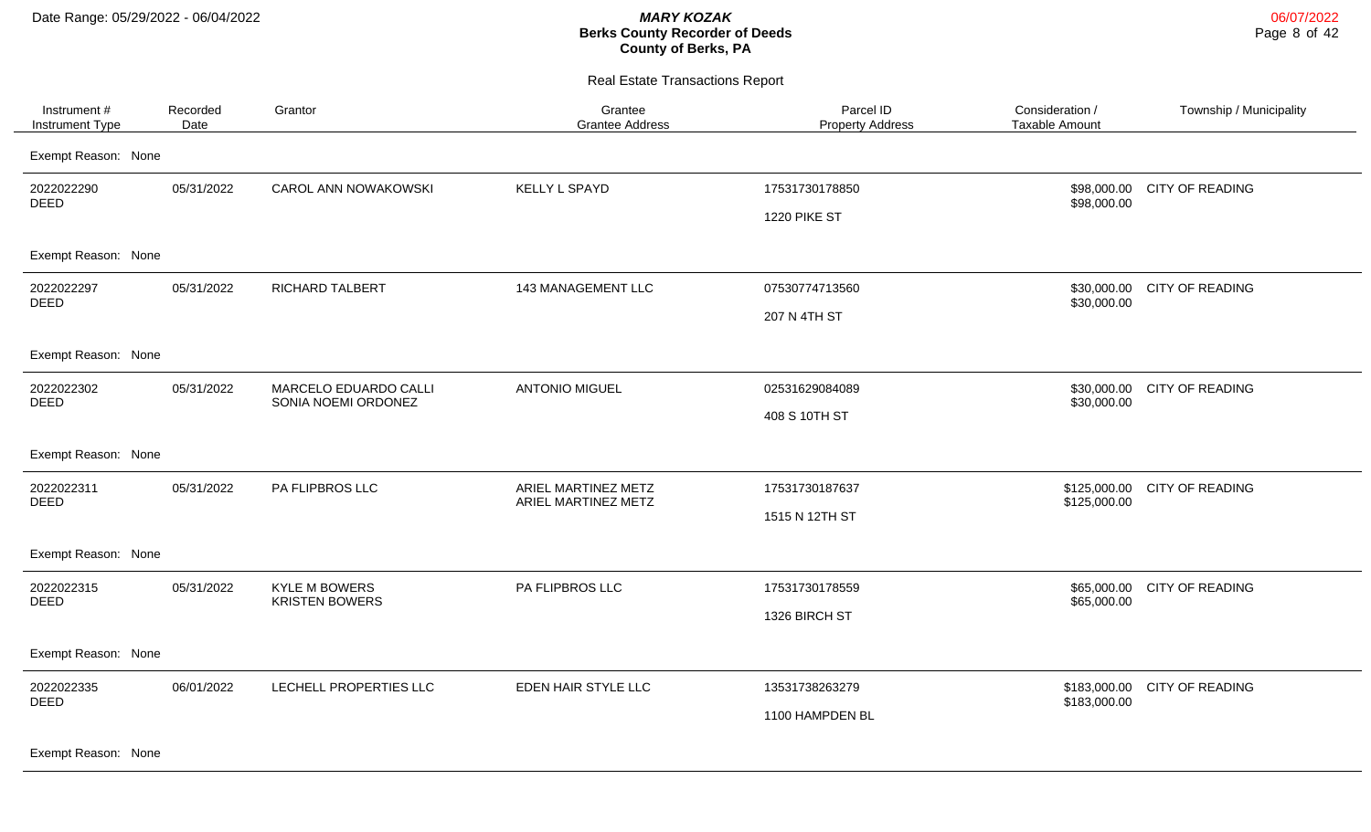## Real Estate Transactions Report

| Instrument # Instrument Type | Recorded Date | Grantor | Grantee Grantee Address | Parcel ID Property Address | Consideration / Taxable Amount | Township / Municipality |
|---|---|---|---|---|---|---|
| Exempt Reason: None | | | | | | |
| 2022022290 DEED | 05/31/2022 | CAROL ANN NOWAKOWSKI | KELLY L SPAYD | 17531730178850 1220 PIKE ST | \$98,000.00 \$98,000.00 | CITY OF READING |
| Exempt Reason: None | | | | | | |
| 2022022297 DEED | 05/31/2022 | RICHARD TALBERT | 143 MANAGEMENT LLC | 07530774713560 207 N 4TH ST | \$30,000.00 \$30,000.00 | CITY OF READING |
| Exempt Reason: None | | | | | | |
| 2022022302 DEED | 05/31/2022 | MARCELO EDUARDO CALLI SONIA NOEMI ORDONEZ | ANTONIO MIGUEL | 02531629084089 408 S 10TH ST | \$30,000.00 \$30,000.00 | CITY OF READING |
| Exempt Reason: None | | | | | | |
| 2022022311 DEED | 05/31/2022 | PA FLIPBROS LLC | ARIEL MARTINEZ METZ ARIEL MARTINEZ METZ | 17531730187637 1515 N 12TH ST | \$125,000.00 \$125,000.00 | CITY OF READING |
| Exempt Reason: None | | | | | | |
| 2022022315 DEED | 05/31/2022 | KYLE M BOWERS KRISTEN BOWERS | PA FLIPBROS LLC | 17531730178559 1326 BIRCH ST | \$65,000.00 \$65,000.00 | CITY OF READING |
| Exempt Reason: None | | | | | | |
| 2022022335 DEED | 06/01/2022 | LECHELL PROPERTIES LLC | EDEN HAIR STYLE LLC | 13531738263279 1100 HAMPDEN BL | \$183,000.00 \$183,000.00 | CITY OF READING |
| Exempt Reason: None | | | | | | |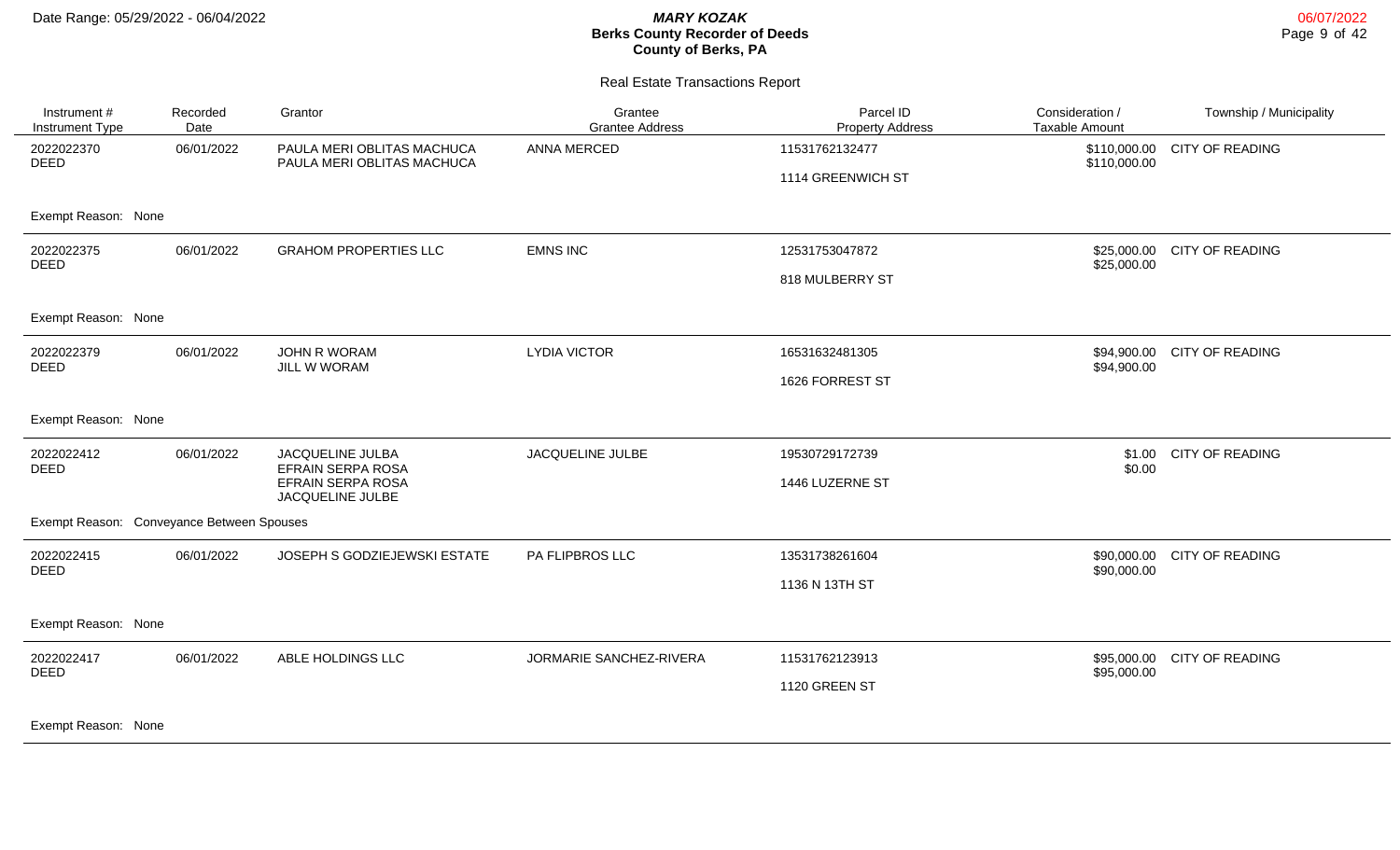**MARY KOZAK**
**Berks County Recorder of Deeds**
**County of Berks, PA**

Date Range: 05/29/2022 - 06/04/2022

06/07/2022

## Real Estate Transactions Report

| Instrument # / Instrument Type | Recorded Date | Grantor | Grantee / Grantee Address | Parcel ID / Property Address | Consideration / Taxable Amount | Township / Municipality |
|---|---|---|---|---|---|---|
| 2022022370 DEED | 06/01/2022 | PAULA MERI OBLITAS MACHUCA<br>PAULA MERI OBLITAS MACHUCA | ANNA MERCED | 11531762132477<br>1114 GREENWICH ST | \$110,000.00<br>\$110,000.00 | CITY OF READING |
| Exempt Reason: None | | | | | | |
| 2022022375 DEED | 06/01/2022 | GRAHOM PROPERTIES LLC | EMNS INC | 12531753047872<br>818 MULBERRY ST | \$25,000.00<br>\$25,000.00 | CITY OF READING |
| Exempt Reason: None | | | | | | |
| 2022022379 DEED | 06/01/2022 | JOHN R WORAM<br>JILL W WORAM | LYDIA VICTOR | 16531632481305<br>1626 FORREST ST | \$94,900.00<br>\$94,900.00 | CITY OF READING |
| Exempt Reason: None | | | | | | |
| 2022022412 DEED | 06/01/2022 | JACQUELINE JULBA<br>EFRAIN SERPA ROSA<br>EFRAIN SERPA ROSA<br>JACQUELINE JULBE | JACQUELINE JULBE | 19530729172739<br>1446 LUZERNE ST | \$1.00<br>\$0.00 | CITY OF READING |
| Exempt Reason: Conveyance Between Spouses | | | | | | |
| 2022022415 DEED | 06/01/2022 | JOSEPH S GODZIEJEWSKI ESTATE | PA FLIPBROS LLC | 13531738261604<br>1136 N 13TH ST | \$90,000.00<br>\$90,000.00 | CITY OF READING |
| Exempt Reason: None | | | | | | |
| 2022022417 DEED | 06/01/2022 | ABLE HOLDINGS LLC | JORMARIE SANCHEZ-RIVERA | 11531762123913<br>1120 GREEN ST | \$95,000.00<br>\$95,000.00 | CITY OF READING |
| Exempt Reason: None | | | | | | |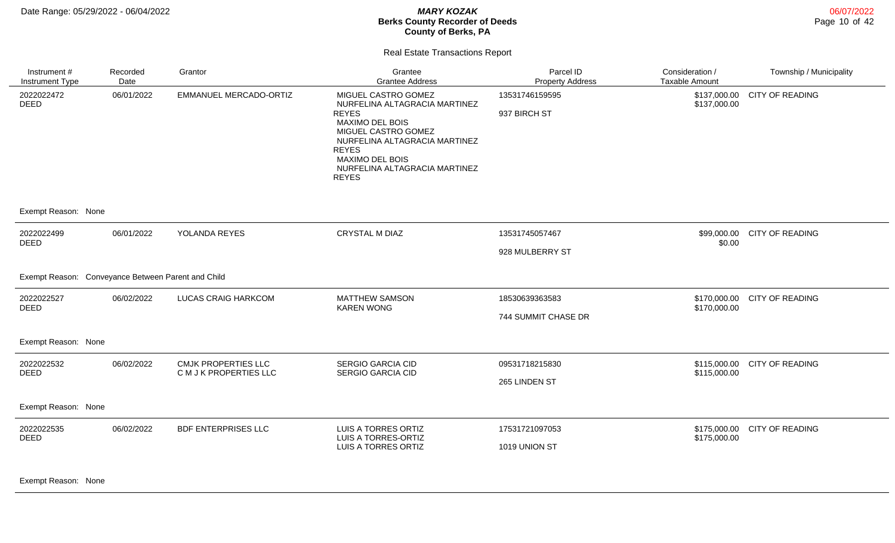# MARY KOZAK
## Berks County Recorder of Deeds
## County of Berks, PA

Date Range: 05/29/2022 - 06/04/2022

06/07/2022

### Real Estate Transactions Report

| Instrument # / Instrument Type | Recorded Date | Grantor | Grantee / Grantee Address | Parcel ID / Property Address | Consideration / Taxable Amount | Township / Municipality |
|---|---|---|---|---|---|---|
| 2022022472 DEED | 06/01/2022 | EMMANUEL MERCADO-ORTIZ | MIGUEL CASTRO GOMEZ<br>NURFELINA ALTAGRACIA MARTINEZ REYES<br>MAXIMO DEL BOIS<br>MIGUEL CASTRO GOMEZ<br>NURFELINA ALTAGRACIA MARTINEZ REYES<br>MAXIMO DEL BOIS<br>NURFELINA ALTAGRACIA MARTINEZ REYES | 13531746159595<br>937 BIRCH ST | \$137,000.00<br>\$137,000.00 | CITY OF READING |
| Exempt Reason: None | | | | | | |
| 2022022499 DEED | 06/01/2022 | YOLANDA REYES | CRYSTAL M DIAZ | 13531745057467<br>928 MULBERRY ST | \$99,000.00<br>\$0.00 | CITY OF READING |
| Exempt Reason: Conveyance Between Parent and Child | | | | | | |
| 2022022527 DEED | 06/02/2022 | LUCAS CRAIG HARKCOM | MATTHEW SAMSON<br>KAREN WONG | 18530639363583<br>744 SUMMIT CHASE DR | \$170,000.00<br>\$170,000.00 | CITY OF READING |
| Exempt Reason: None | | | | | | |
| 2022022532 DEED | 06/02/2022 | CMJK PROPERTIES LLC<br>C M J K PROPERTIES LLC | SERGIO GARCIA CID<br>SERGIO GARCIA CID | 09531718215830<br>265 LINDEN ST | \$115,000.00<br>\$115,000.00 | CITY OF READING |
| Exempt Reason: None | | | | | | |
| 2022022535 DEED | 06/02/2022 | BDF ENTERPRISES LLC | LUIS A TORRES ORTIZ<br>LUIS A TORRES-ORTIZ<br>LUIS A TORRES ORTIZ | 17531721097053<br>1019 UNION ST | \$175,000.00<br>\$175,000.00 | CITY OF READING |
| Exempt Reason: None | | | | | | |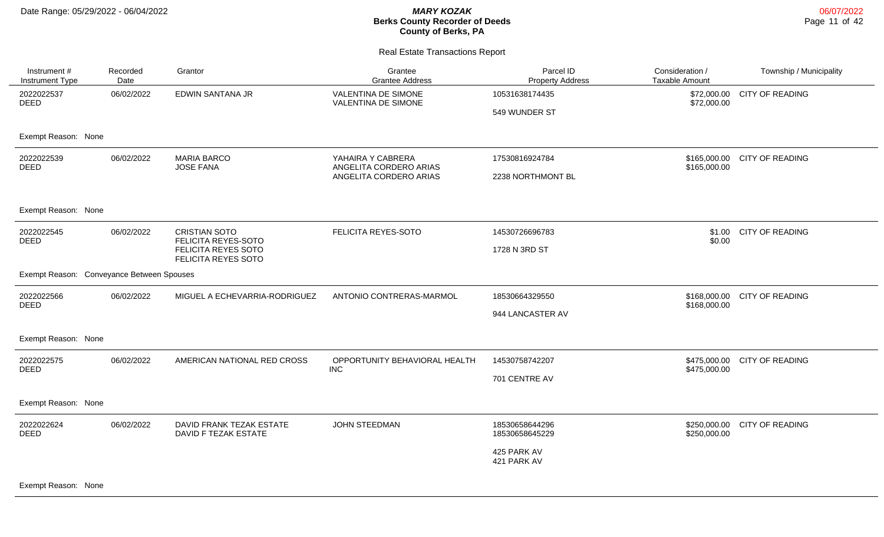Date Range: 05/29/2022 - 06/04/2022

***MARY KOZAK***
**Berks County Recorder of Deeds**
**County of Berks, PA**

Real Estate Transactions Report

| Instrument # / Instrument Type | Recorded Date | Grantor | Grantee / Grantee Address | Parcel ID / Property Address | Consideration / Taxable Amount | Township / Municipality |
|---|---|---|---|---|---|---|
| 2022022537 DEED | 06/02/2022 | EDWIN SANTANA JR | VALENTINA DE SIMONE<br>VALENTINA DE SIMONE | 10531638174435<br>549 WUNDER ST | $72,000.00<br>$72,000.00 | CITY OF READING |
| Exempt Reason: None | | | | | | |
| 2022022539 DEED | 06/02/2022 | MARIA BARCO<br>JOSE FANA | YAHAIRA Y CABRERA<br>ANGELITA CORDERO ARIAS<br>ANGELITA CORDERO ARIAS | 17530816924784<br>2238 NORTHMONT BL | $165,000.00<br>$165,000.00 | CITY OF READING |
| Exempt Reason: None | | | | | | |
| 2022022545 DEED | 06/02/2022 | CRISTIAN SOTO<br>FELICITA REYES-SOTO<br>FELICITA REYES SOTO<br>FELICITA REYES SOTO | FELICITA REYES-SOTO | 14530726696783<br>1728 N 3RD ST | $1.00<br>$0.00 | CITY OF READING |
| Exempt Reason: Conveyance Between Spouses | | | | | | |
| 2022022566 DEED | 06/02/2022 | MIGUEL A ECHEVARRIA-RODRIGUEZ | ANTONIO CONTRERAS-MARMOL | 18530664329550<br>944 LANCASTER AV | $168,000.00<br>$168,000.00 | CITY OF READING |
| Exempt Reason: None | | | | | | |
| 2022022575 DEED | 06/02/2022 | AMERICAN NATIONAL RED CROSS | OPPORTUNITY BEHAVIORAL HEALTH INC | 14530758742207<br>701 CENTRE AV | $475,000.00<br>$475,000.00 | CITY OF READING |
| Exempt Reason: None | | | | | | |
| 2022022624 DEED | 06/02/2022 | DAVID FRANK TEZAK ESTATE<br>DAVID F TEZAK ESTATE | JOHN STEEDMAN | 18530658644296<br>18530658645229<br>425 PARK AV<br>421 PARK AV | $250,000.00<br>$250,000.00 | CITY OF READING |
| Exempt Reason: None | | | | | | |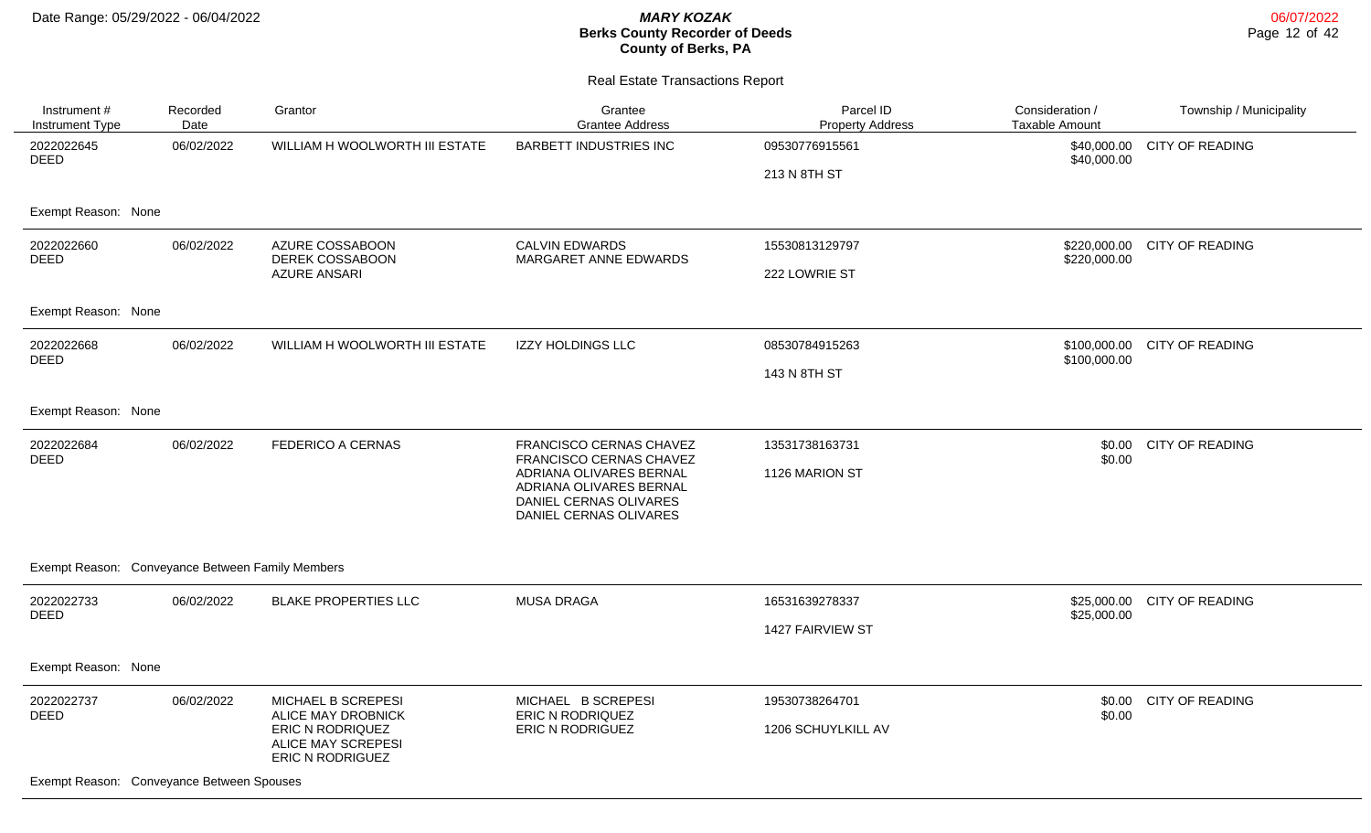# Berks County Recorder of Deeds

**MARY KOZAK**

County of Berks, PA

Date Range: 05/29/2022 - 06/04/2022

06/07/2022

## Real Estate Transactions Report

| Instrument # / Instrument Type | Recorded Date | Grantor | Grantee / Grantee Address | Parcel ID / Property Address | Consideration / Taxable Amount | Township / Municipality |
|---|---|---|---|---|---|---|
| 2022022645 DEED | 06/02/2022 | WILLIAM H WOOLWORTH III ESTATE | BARBETT INDUSTRIES INC | 09530776915561<br>213 N 8TH ST | \$40,000.00<br>\$40,000.00 | CITY OF READING |
| Exempt Reason: None | | | | | | |
| 2022022660 DEED | 06/02/2022 | AZURE COSSABOON<br>DEREK COSSABOON<br>AZURE ANSARI | CALVIN EDWARDS<br>MARGARET ANNE EDWARDS | 15530813129797<br>222 LOWRIE ST | \$220,000.00<br>\$220,000.00 | CITY OF READING |
| Exempt Reason: None | | | | | | |
| 2022022668 DEED | 06/02/2022 | WILLIAM H WOOLWORTH III ESTATE | IZZY HOLDINGS LLC | 08530784915263<br>143 N 8TH ST | \$100,000.00<br>\$100,000.00 | CITY OF READING |
| Exempt Reason: None | | | | | | |
| 2022022684 DEED | 06/02/2022 | FEDERICO A CERNAS | FRANCISCO CERNAS CHAVEZ<br>FRANCISCO CERNAS CHAVEZ<br>ADRIANA OLIVARES BERNAL<br>ADRIANA OLIVARES BERNAL<br>DANIEL CERNAS OLIVARES<br>DANIEL CERNAS OLIVARES | 13531738163731<br>1126 MARION ST | \$0.00<br>\$0.00 | CITY OF READING |
| Exempt Reason: Conveyance Between Family Members | | | | | | |
| 2022022733 DEED | 06/02/2022 | BLAKE PROPERTIES LLC | MUSA DRAGA | 16531639278337<br>1427 FAIRVIEW ST | \$25,000.00<br>\$25,000.00 | CITY OF READING |
| Exempt Reason: None | | | | | | |
| 2022022737 DEED | 06/02/2022 | MICHAEL B SCREPESI<br>ALICE MAY DROBNICK<br>ERIC N RODRIQUEZ<br>ALICE MAY SCREPESI<br>ERIC N RODRIGUEZ | MICHAEL B SCREPESI<br>ERIC N RODRIQUEZ<br>ERIC N RODRIGUEZ | 19530738264701<br>1206 SCHUYLKILL AV | \$0.00<br>\$0.00 | CITY OF READING |
| Exempt Reason: Conveyance Between Spouses | | | | | | |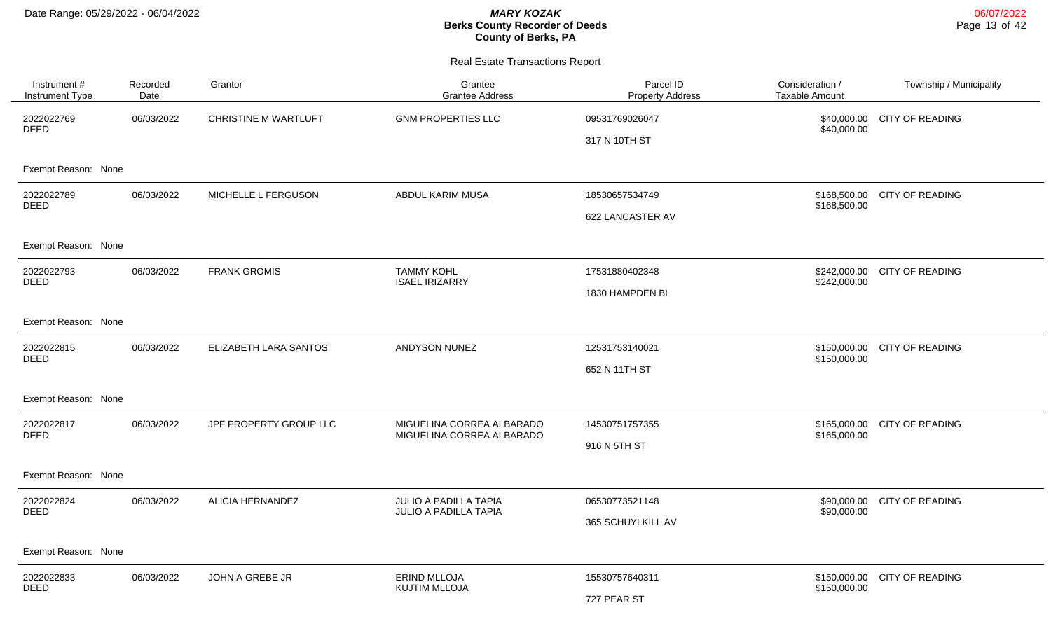# Real Estate Transactions Report

| Instrument # / Instrument Type | Recorded Date | Grantor | Grantee / Grantee Address | Parcel ID / Property Address | Consideration / Taxable Amount | Township / Municipality |
|---|---|---|---|---|---|---|
| 2022022769 DEED | 06/03/2022 | CHRISTINE M WARTLUFT | GNM PROPERTIES LLC | 09531769026047 317 N 10TH ST | $40,000.00 $40,000.00 | CITY OF READING |
| Exempt Reason: None | | | | | | |
| 2022022789 DEED | 06/03/2022 | MICHELLE L FERGUSON | ABDUL KARIM MUSA | 18530657534749 622 LANCASTER AV | $168,500.00 $168,500.00 | CITY OF READING |
| Exempt Reason: None | | | | | | |
| 2022022793 DEED | 06/03/2022 | FRANK GROMIS | TAMMY KOHL ISAEL IRIZARRY | 17531880402348 1830 HAMPDEN BL | $242,000.00 $242,000.00 | CITY OF READING |
| Exempt Reason: None | | | | | | |
| 2022022815 DEED | 06/03/2022 | ELIZABETH LARA SANTOS | ANDYSON NUNEZ | 12531753140021 652 N 11TH ST | $150,000.00 $150,000.00 | CITY OF READING |
| Exempt Reason: None | | | | | | |
| 2022022817 DEED | 06/03/2022 | JPF PROPERTY GROUP LLC | MIGUELINA CORREA ALBARADO MIGUELINA CORREA ALBARADO | 14530751757355 916 N 5TH ST | $165,000.00 $165,000.00 | CITY OF READING |
| Exempt Reason: None | | | | | | |
| 2022022824 DEED | 06/03/2022 | ALICIA HERNANDEZ | JULIO A PADILLA TAPIA JULIO A PADILLA TAPIA | 06530773521148 365 SCHUYLKILL AV | $90,000.00 $90,000.00 | CITY OF READING |
| Exempt Reason: None | | | | | | |
| 2022022833 DEED | 06/03/2022 | JOHN A GREBE JR | ERIND MLLOJA KUJTIM MLLOJA | 15530757640311 727 PEAR ST | $150,000.00 $150,000.00 | CITY OF READING |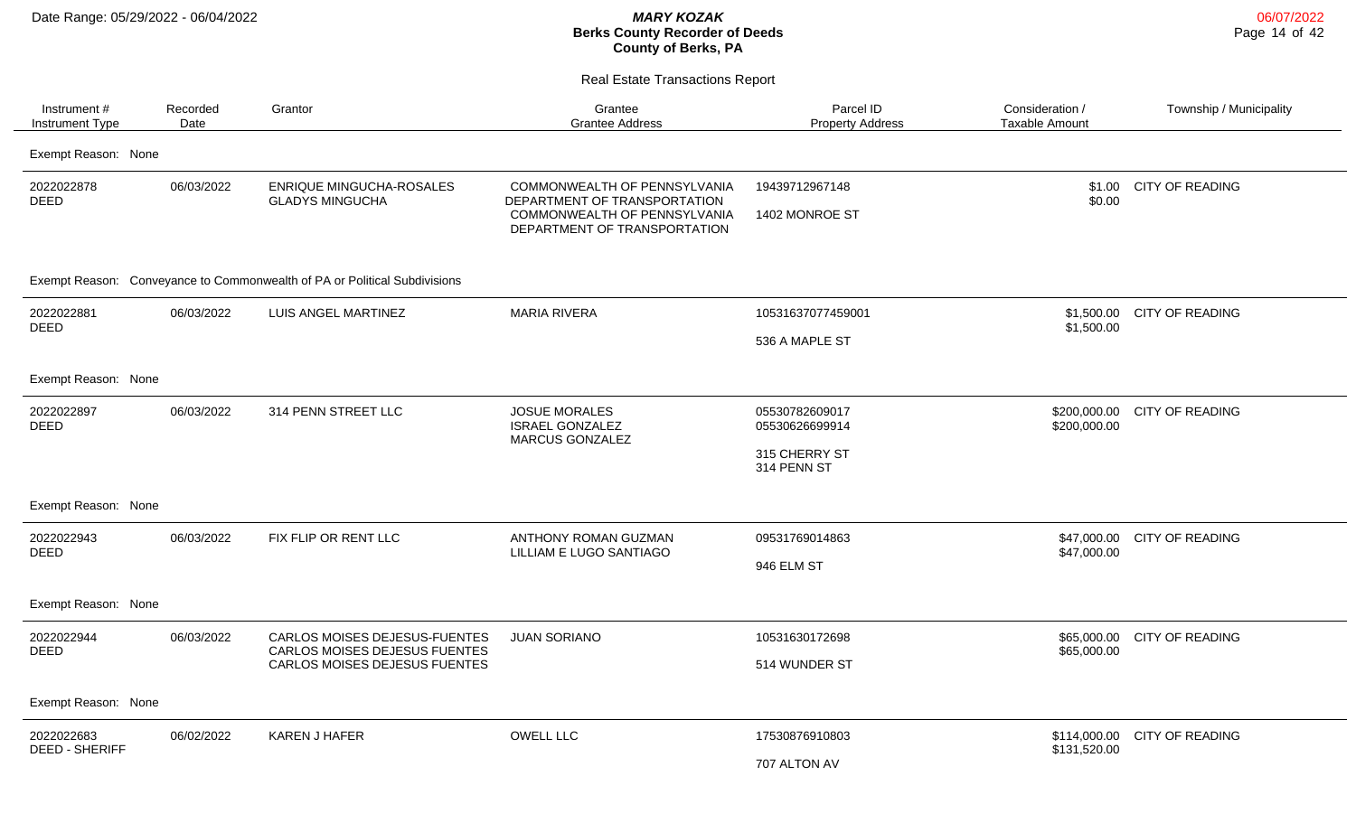Date Range: 05/29/2022 - 06/04/2022

**MARY KOZAK**
**Berks County Recorder of Deeds**
**County of Berks, PA**

06/07/2022

Real Estate Transactions Report

| Instrument # / Instrument Type | Recorded Date | Grantor | Grantee / Grantee Address | Parcel ID / Property Address | Consideration / Taxable Amount | Township / Municipality |
|---|---|---|---|---|---|---|
| Exempt Reason: None | | | | | | |
| 2022022878 DEED | 06/03/2022 | ENRIQUE MINGUCHA-ROSALES GLADYS MINGUCHA | COMMONWEALTH OF PENNSYLVANIA DEPARTMENT OF TRANSPORTATION COMMONWEALTH OF PENNSYLVANIA DEPARTMENT OF TRANSPORTATION | 19439712967148 1402 MONROE ST | \$1.00 \$0.00 | CITY OF READING |
| Exempt Reason: Conveyance to Commonwealth of PA or Political Subdivisions | | | | | | |
| 2022022881 DEED | 06/03/2022 | LUIS ANGEL MARTINEZ | MARIA RIVERA | 10531637077459001 536 A MAPLE ST | \$1,500.00 \$1,500.00 | CITY OF READING |
| Exempt Reason: None | | | | | | |
| 2022022897 DEED | 06/03/2022 | 314 PENN STREET LLC | JOSUE MORALES ISRAEL GONZALEZ MARCUS GONZALEZ | 05530782609017 05530626699914 315 CHERRY ST 314 PENN ST | \$200,000.00 \$200,000.00 | CITY OF READING |
| Exempt Reason: None | | | | | | |
| 2022022943 DEED | 06/03/2022 | FIX FLIP OR RENT LLC | ANTHONY ROMAN GUZMAN LILLIAM E LUGO SANTIAGO | 09531769014863 946 ELM ST | \$47,000.00 \$47,000.00 | CITY OF READING |
| Exempt Reason: None | | | | | | |
| 2022022944 DEED | 06/03/2022 | CARLOS MOISES DEJESUS-FUENTES CARLOS MOISES DEJESUS FUENTES CARLOS MOISES DEJESUS FUENTES | JUAN SORIANO | 10531630172698 514 WUNDER ST | \$65,000.00 \$65,000.00 | CITY OF READING |
| Exempt Reason: None | | | | | | |
| 2022022683 DEED - SHERIFF | 06/02/2022 | KAREN J HAFER | OWELL LLC | 17530876910803 707 ALTON AV | \$114,000.00 \$131,520.00 | CITY OF READING |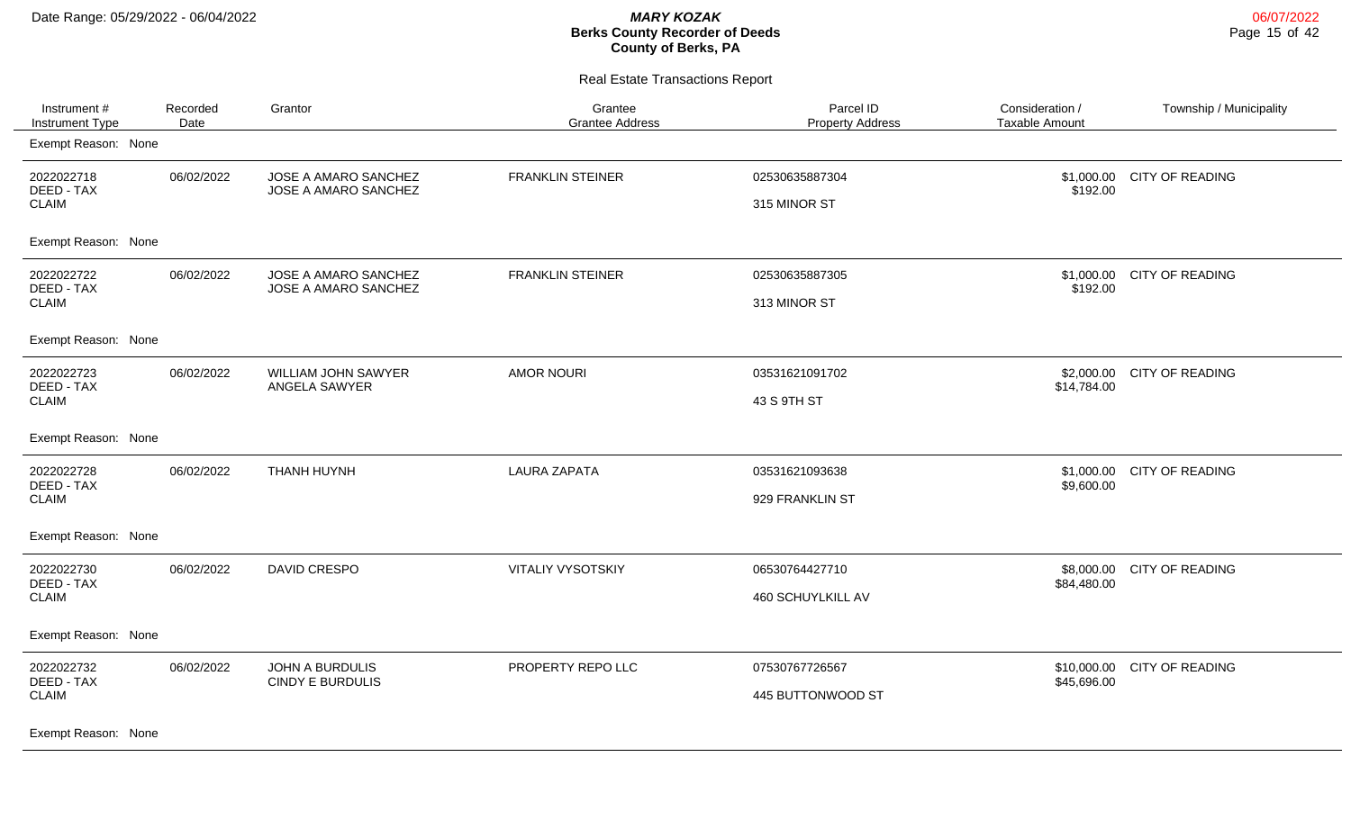Date Range: 05/29/2022 - 06/04/2022

***MARY KOZAK***
**Berks County Recorder of Deeds**
**County of Berks, PA**

Real Estate Transactions Report

| Instrument # / Instrument Type | Recorded Date | Grantor | Grantee / Grantee Address | Parcel ID / Property Address | Consideration / Taxable Amount | Township / Municipality |
|---|---|---|---|---|---|---|
| Exempt Reason: None | | | | | | |
| 2022022718 DEED - TAX CLAIM | 06/02/2022 | JOSE A AMARO SANCHEZ JOSE A AMARO SANCHEZ | FRANKLIN STEINER | 02530635887304 315 MINOR ST | $1,000.00 $192.00 | CITY OF READING |
| Exempt Reason: None | | | | | | |
| 2022022722 DEED - TAX CLAIM | 06/02/2022 | JOSE A AMARO SANCHEZ JOSE A AMARO SANCHEZ | FRANKLIN STEINER | 02530635887305 313 MINOR ST | $1,000.00 $192.00 | CITY OF READING |
| Exempt Reason: None | | | | | | |
| 2022022723 DEED - TAX CLAIM | 06/02/2022 | WILLIAM JOHN SAWYER ANGELA SAWYER | AMOR NOURI | 03531621091702 43 S 9TH ST | $2,000.00 $14,784.00 | CITY OF READING |
| Exempt Reason: None | | | | | | |
| 2022022728 DEED - TAX CLAIM | 06/02/2022 | THANH HUYNH | LAURA ZAPATA | 03531621093638 929 FRANKLIN ST | $1,000.00 $9,600.00 | CITY OF READING |
| Exempt Reason: None | | | | | | |
| 2022022730 DEED - TAX CLAIM | 06/02/2022 | DAVID CRESPO | VITALIY VYSOTSKIY | 06530764427710 460 SCHUYLKILL AV | $8,000.00 $84,480.00 | CITY OF READING |
| Exempt Reason: None | | | | | | |
| 2022022732 DEED - TAX CLAIM | 06/02/2022 | JOHN A BURDULIS CINDY E BURDULIS | PROPERTY REPO LLC | 07530767726567 445 BUTTONWOOD ST | $10,000.00 $45,696.00 | CITY OF READING |
| Exempt Reason: None | | | | | | |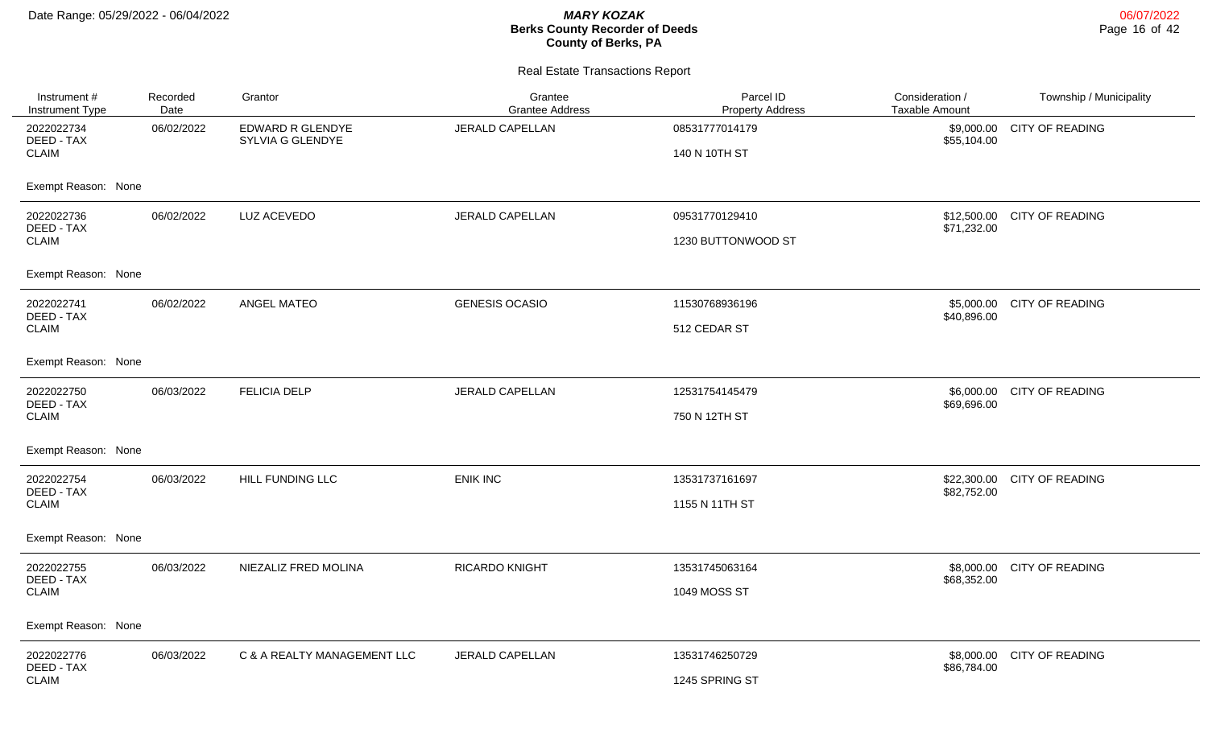Date Range: 05/29/2022 - 06/04/2022

# MARY KOZAK
## Berks County Recorder of Deeds
## County of Berks, PA

### Real Estate Transactions Report

| Instrument # / Instrument Type | Recorded Date | Grantor | Grantee / Grantee Address | Parcel ID / Property Address | Consideration / Taxable Amount | Township / Municipality |
|---|---|---|---|---|---|---|
| 2022022734 DEED - TAX CLAIM | 06/02/2022 | EDWARD R GLENDYE SYLVIA G GLENDYE | JERALD CAPELLAN | 08531777014179 140 N 10TH ST | $9,000.00 $55,104.00 | CITY OF READING |
| Exempt Reason: None | | | | | | |
| 2022022736 DEED - TAX CLAIM | 06/02/2022 | LUZ ACEVEDO | JERALD CAPELLAN | 09531770129410 1230 BUTTONWOOD ST | $12,500.00 $71,232.00 | CITY OF READING |
| Exempt Reason: None | | | | | | |
| 2022022741 DEED - TAX CLAIM | 06/02/2022 | ANGEL MATEO | GENESIS OCASIO | 11530768936196 512 CEDAR ST | $5,000.00 $40,896.00 | CITY OF READING |
| Exempt Reason: None | | | | | | |
| 2022022750 DEED - TAX CLAIM | 06/03/2022 | FELICIA DELP | JERALD CAPELLAN | 12531754145479 750 N 12TH ST | $6,000.00 $69,696.00 | CITY OF READING |
| Exempt Reason: None | | | | | | |
| 2022022754 DEED - TAX CLAIM | 06/03/2022 | HILL FUNDING LLC | ENIK INC | 13531737161697 1155 N 11TH ST | $22,300.00 $82,752.00 | CITY OF READING |
| Exempt Reason: None | | | | | | |
| 2022022755 DEED - TAX CLAIM | 06/03/2022 | NIEZALIZ FRED MOLINA | RICARDO KNIGHT | 13531745063164 1049 MOSS ST | $8,000.00 $68,352.00 | CITY OF READING |
| Exempt Reason: None | | | | | | |
| 2022022776 DEED - TAX CLAIM | 06/03/2022 | C & A REALTY MANAGEMENT LLC | JERALD CAPELLAN | 13531746250729 1245 SPRING ST | $8,000.00 $86,784.00 | CITY OF READING |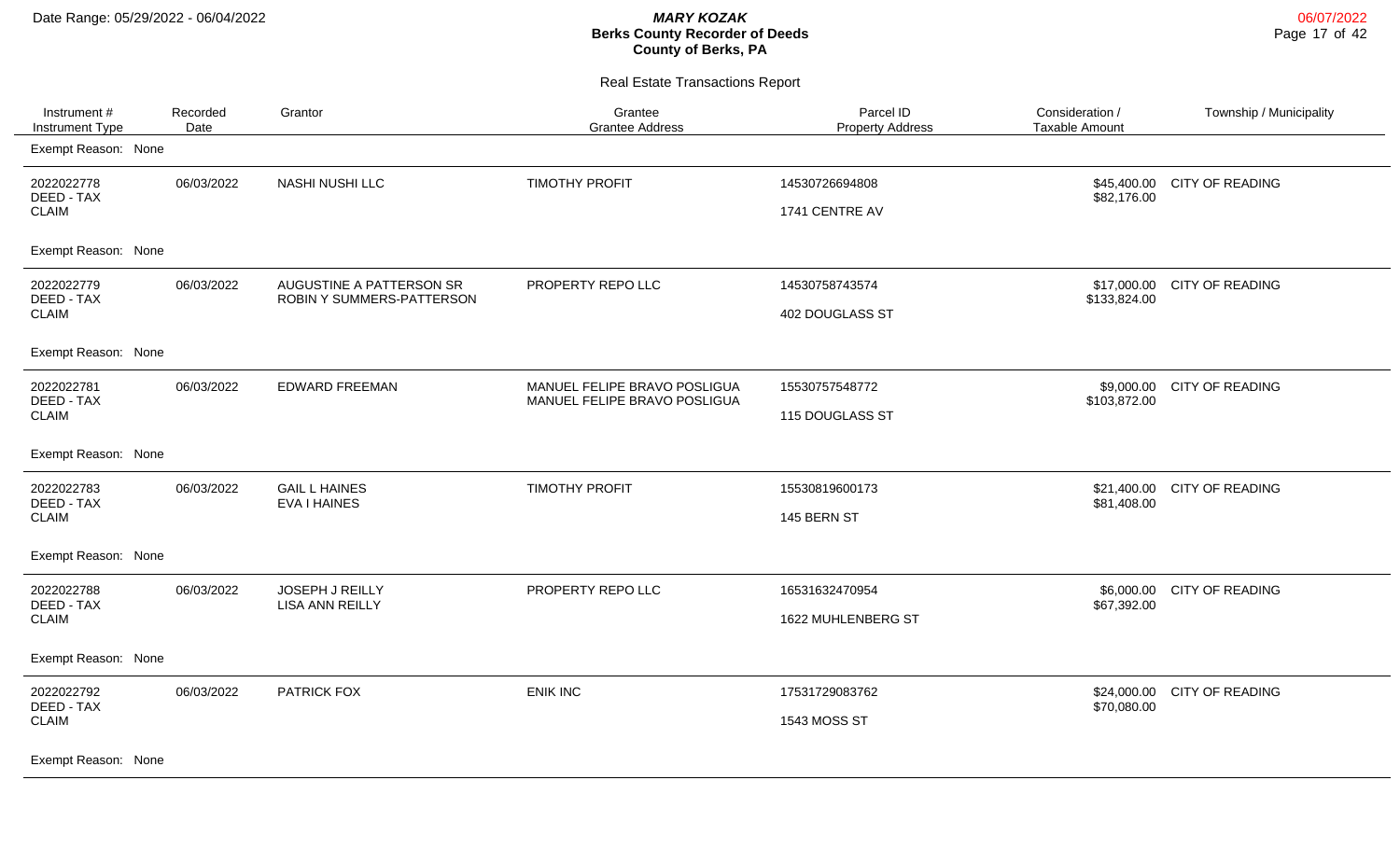# Berks County Recorder of Deeds

**MARY KOZAK**
**County of Berks, PA**

Date Range: 05/29/2022 - 06/04/2022

## Real Estate Transactions Report

| Instrument # / Instrument Type | Recorded Date | Grantor | Grantee / Grantee Address | Parcel ID / Property Address | Consideration / Taxable Amount | Township / Municipality |
|---|---|---|---|---|---|---|
| Exempt Reason: None | | | | | | |
| 2022022778 DEED - TAX CLAIM | 06/03/2022 | NASHI NUSHI LLC | TIMOTHY PROFIT | 14530726694808 1741 CENTRE AV | $45,400.00 $82,176.00 | CITY OF READING |
| Exempt Reason: None | | | | | | |
| 2022022779 DEED - TAX CLAIM | 06/03/2022 | AUGUSTINE A PATTERSON SR ROBIN Y SUMMERS-PATTERSON | PROPERTY REPO LLC | 14530758743574 402 DOUGLASS ST | $17,000.00 $133,824.00 | CITY OF READING |
| Exempt Reason: None | | | | | | |
| 2022022781 DEED - TAX CLAIM | 06/03/2022 | EDWARD FREEMAN | MANUEL FELIPE BRAVO POSLIGUA MANUEL FELIPE BRAVO POSLIGUA | 15530757548772 115 DOUGLASS ST | $9,000.00 $103,872.00 | CITY OF READING |
| Exempt Reason: None | | | | | | |
| 2022022783 DEED - TAX CLAIM | 06/03/2022 | GAIL L HAINES EVA I HAINES | TIMOTHY PROFIT | 15530819600173 145 BERN ST | $21,400.00 $81,408.00 | CITY OF READING |
| Exempt Reason: None | | | | | | |
| 2022022788 DEED - TAX CLAIM | 06/03/2022 | JOSEPH J REILLY LISA ANN REILLY | PROPERTY REPO LLC | 16531632470954 1622 MUHLENBERG ST | $6,000.00 $67,392.00 | CITY OF READING |
| Exempt Reason: None | | | | | | |
| 2022022792 DEED - TAX CLAIM | 06/03/2022 | PATRICK FOX | ENIK INC | 17531729083762 1543 MOSS ST | $24,000.00 $70,080.00 | CITY OF READING |
| Exempt Reason: None | | | | | | |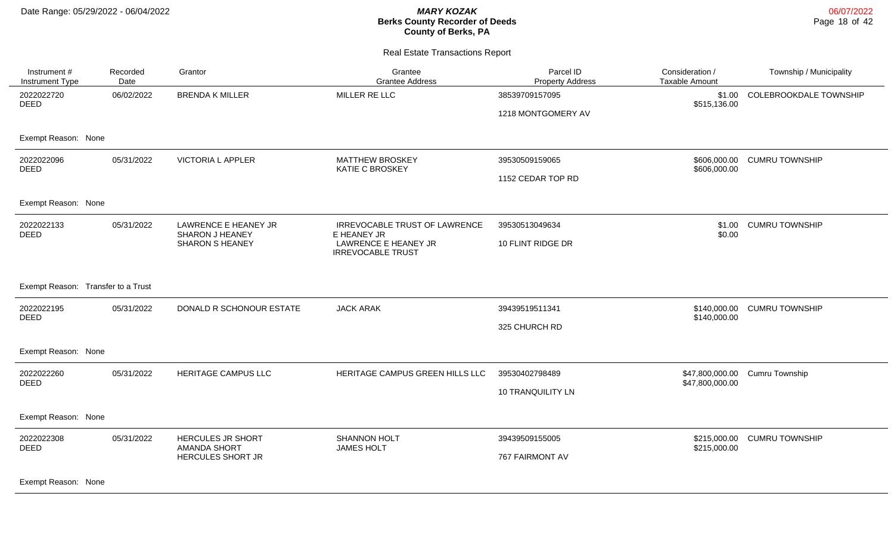Date Range: 05/29/2022 - 06/04/2022

***MARY KOZAK***
**Berks County Recorder of Deeds**
**County of Berks, PA**

Real Estate Transactions Report

| Instrument # / Instrument Type | Recorded Date | Grantor | Grantee / Grantee Address | Parcel ID / Property Address | Consideration / Taxable Amount | Township / Municipality |
|---|---|---|---|---|---|---|
| 2022022720 DEED | 06/02/2022 | BRENDA K MILLER | MILLER RE LLC | 38539709157095 1218 MONTGOMERY AV | \$1.00 \$515,136.00 | COLEBROOKDALE TOWNSHIP |
| Exempt Reason: None | | | | | | |
| 2022022096 DEED | 05/31/2022 | VICTORIA L APPLER | MATTHEW BROSKEY KATIE C BROSKEY | 39530509159065 1152 CEDAR TOP RD | \$606,000.00 \$606,000.00 | CUMRU TOWNSHIP |
| Exempt Reason: None | | | | | | |
| 2022022133 DEED | 05/31/2022 | LAWRENCE E HEANEY JR SHARON J HEANEY SHARON S HEANEY | IRREVOCABLE TRUST OF LAWRENCE E HEANEY JR LAWRENCE E HEANEY JR IRREVOCABLE TRUST | 39530513049634 10 FLINT RIDGE DR | \$1.00 \$0.00 | CUMRU TOWNSHIP |
| Exempt Reason: Transfer to a Trust | | | | | | |
| 2022022195 DEED | 05/31/2022 | DONALD R SCHONOUR ESTATE | JACK ARAK | 39439519511341 325 CHURCH RD | \$140,000.00 \$140,000.00 | CUMRU TOWNSHIP |
| Exempt Reason: None | | | | | | |
| 2022022260 DEED | 05/31/2022 | HERITAGE CAMPUS LLC | HERITAGE CAMPUS GREEN HILLS LLC | 39530402798489 10 TRANQUILITY LN | \$47,800,000.00 \$47,800,000.00 | Cumru Township |
| Exempt Reason: None | | | | | | |
| 2022022308 DEED | 05/31/2022 | HERCULES JR SHORT AMANDA SHORT HERCULES SHORT JR | SHANNON HOLT JAMES HOLT | 39439509155005 767 FAIRMONT AV | \$215,000.00 \$215,000.00 | CUMRU TOWNSHIP |
| Exempt Reason: None | | | | | | |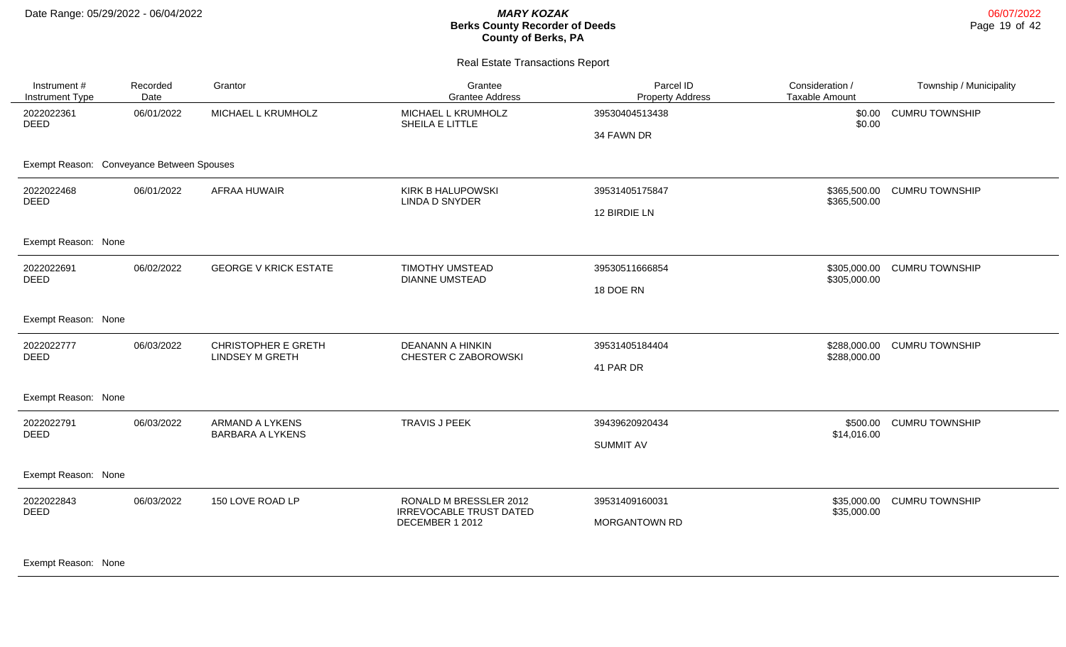**MARY KOZAK**
**Berks County Recorder of Deeds**
**County of Berks, PA**

Date Range: 05/29/2022 - 06/04/2022

Real Estate Transactions Report

| Instrument # / Instrument Type | Recorded Date | Grantor | Grantee / Grantee Address | Parcel ID / Property Address | Consideration / Taxable Amount | Township / Municipality |
|---|---|---|---|---|---|---|
| 2022022361 DEED | 06/01/2022 | MICHAEL L KRUMHOLZ | MICHAEL L KRUMHOLZ SHEILA E LITTLE | 39530404513438 34 FAWN DR | \$0.00 \$0.00 | CUMRU TOWNSHIP |
| Exempt Reason: Conveyance Between Spouses | | | | | | |
| 2022022468 DEED | 06/01/2022 | AFRAA HUWAIR | KIRK B HALUPOWSKI LINDA D SNYDER | 39531405175847 12 BIRDIE LN | \$365,500.00 \$365,500.00 | CUMRU TOWNSHIP |
| Exempt Reason: None | | | | | | |
| 2022022691 DEED | 06/02/2022 | GEORGE V KRICK ESTATE | TIMOTHY UMSTEAD DIANNE UMSTEAD | 39530511666854 18 DOE RN | \$305,000.00 \$305,000.00 | CUMRU TOWNSHIP |
| Exempt Reason: None | | | | | | |
| 2022022777 DEED | 06/03/2022 | CHRISTOPHER E GRETH LINDSEY M GRETH | DEANANN A HINKIN CHESTER C ZABOROWSKI | 39531405184404 41 PAR DR | \$288,000.00 \$288,000.00 | CUMRU TOWNSHIP |
| Exempt Reason: None | | | | | | |
| 2022022791 DEED | 06/03/2022 | ARMAND A LYKENS BARBARA A LYKENS | TRAVIS J PEEK | 39439620920434 SUMMIT AV | \$500.00 \$14,016.00 | CUMRU TOWNSHIP |
| Exempt Reason: None | | | | | | |
| 2022022843 DEED | 06/03/2022 | 150 LOVE ROAD LP | RONALD M BRESSLER 2012 IRREVOCABLE TRUST DATED DECEMBER 1 2012 | 39531409160031 MORGANTOWN RD | \$35,000.00 \$35,000.00 | CUMRU TOWNSHIP |
| Exempt Reason: None | | | | | | |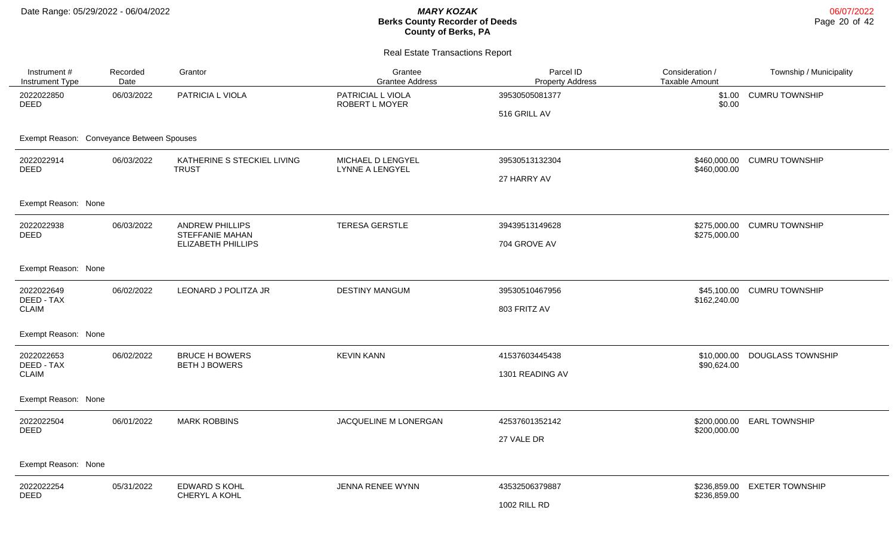Date Range: 05/29/2022 - 06/04/2022

***MARY KOZAK***
**Berks County Recorder of Deeds**
**County of Berks, PA**

06/07/2022

## Real Estate Transactions Report

| Instrument # / Instrument Type | Recorded Date | Grantor | Grantee / Grantee Address | Parcel ID / Property Address | Consideration / Taxable Amount | Township / Municipality |
|---|---|---|---|---|---|---|
| 2022022850 DEED | 06/03/2022 | PATRICIA L VIOLA | PATRICIAL L VIOLA ROBERT L MOYER | 39530505081377 516 GRILL AV | $1.00 $0.00 | CUMRU TOWNSHIP |
| Exempt Reason: Conveyance Between Spouses | | | | | | |
| 2022022914 DEED | 06/03/2022 | KATHERINE S STECKIEL LIVING TRUST | MICHAEL D LENGYEL LYNNE A LENGYEL | 39530513132304 27 HARRY AV | $460,000.00 $460,000.00 | CUMRU TOWNSHIP |
| Exempt Reason: None | | | | | | |
| 2022022938 DEED | 06/03/2022 | ANDREW PHILLIPS STEFFANIE MAHAN ELIZABETH PHILLIPS | TERESA GERSTLE | 39439513149628 704 GROVE AV | $275,000.00 $275,000.00 | CUMRU TOWNSHIP |
| Exempt Reason: None | | | | | | |
| 2022022649 DEED - TAX CLAIM | 06/02/2022 | LEONARD J POLITZA JR | DESTINY MANGUM | 39530510467956 803 FRITZ AV | $45,100.00 $162,240.00 | CUMRU TOWNSHIP |
| Exempt Reason: None | | | | | | |
| 2022022653 DEED - TAX CLAIM | 06/02/2022 | BRUCE H BOWERS BETH J BOWERS | KEVIN KANN | 41537603445438 1301 READING AV | $10,000.00 $90,624.00 | DOUGLASS TOWNSHIP |
| Exempt Reason: None | | | | | | |
| 2022022504 DEED | 06/01/2022 | MARK ROBBINS | JACQUELINE M LONERGAN | 42537601352142 27 VALE DR | $200,000.00 $200,000.00 | EARL TOWNSHIP |
| Exempt Reason: None | | | | | | |
| 2022022254 DEED | 05/31/2022 | EDWARD S KOHL CHERYL A KOHL | JENNA RENEE WYNN | 43532506379887 1002 RILL RD | $236,859.00 $236,859.00 | EXETER TOWNSHIP |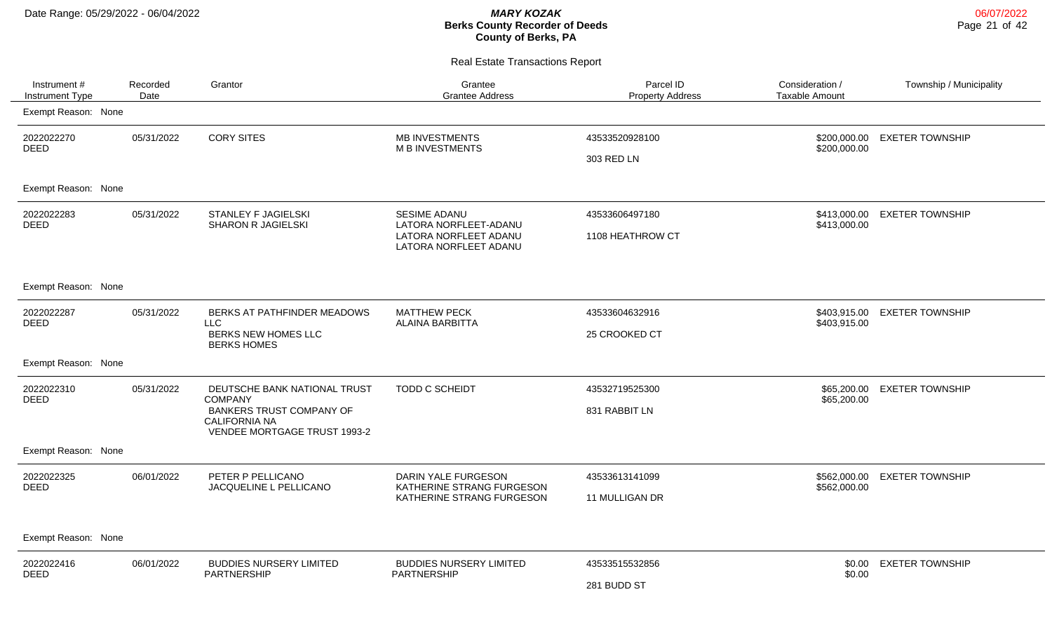Date Range: 05/29/2022 - 06/04/2022

***MARY KOZAK***
**Berks County Recorder of Deeds**
**County of Berks, PA**

06/07/2022

Real Estate Transactions Report

| Instrument # / Instrument Type | Recorded Date | Grantor | Grantee / Grantee Address | Parcel ID / Property Address | Consideration / Taxable Amount | Township / Municipality |
|---|---|---|---|---|---|---|
| Exempt Reason: None | | | | | | |
| 2022022270 DEED | 05/31/2022 | CORY SITES | MB INVESTMENTS M B INVESTMENTS | 43533520928100 303 RED LN | \$200,000.00 \$200,000.00 | EXETER TOWNSHIP |
| Exempt Reason: None | | | | | | |
| 2022022283 DEED | 05/31/2022 | STANLEY F JAGIELSKI SHARON R JAGIELSKI | SESIME ADANU LATORA NORFLEET-ADANU LATORA NORFLEET ADANU LATORA NORFLEET ADANU | 43533606497180 1108 HEATHROW CT | \$413,000.00 \$413,000.00 | EXETER TOWNSHIP |
| Exempt Reason: None | | | | | | |
| 2022022287 DEED | 05/31/2022 | BERKS AT PATHFINDER MEADOWS LLC BERKS NEW HOMES LLC BERKS HOMES | MATTHEW PECK ALAINA BARBITTA | 43533604632916 25 CROOKED CT | \$403,915.00 \$403,915.00 | EXETER TOWNSHIP |
| Exempt Reason: None | | | | | | |
| 2022022310 DEED | 05/31/2022 | DEUTSCHE BANK NATIONAL TRUST COMPANY BANKERS TRUST COMPANY OF CALIFORNIA NA VENDEE MORTGAGE TRUST 1993-2 | TODD C SCHEIDT | 43532719525300 831 RABBIT LN | \$65,200.00 \$65,200.00 | EXETER TOWNSHIP |
| Exempt Reason: None | | | | | | |
| 2022022325 DEED | 06/01/2022 | PETER P PELLICANO JACQUELINE L PELLICANO | DARIN YALE FURGESON KATHERINE STRANG FURGESON KATHERINE STRANG FURGESON | 43533613141099 11 MULLIGAN DR | \$562,000.00 \$562,000.00 | EXETER TOWNSHIP |
| Exempt Reason: None | | | | | | |
| 2022022416 DEED | 06/01/2022 | BUDDIES NURSERY LIMITED PARTNERSHIP | BUDDIES NURSERY LIMITED PARTNERSHIP | 43533515532856 281 BUDD ST | \$0.00 \$0.00 | EXETER TOWNSHIP |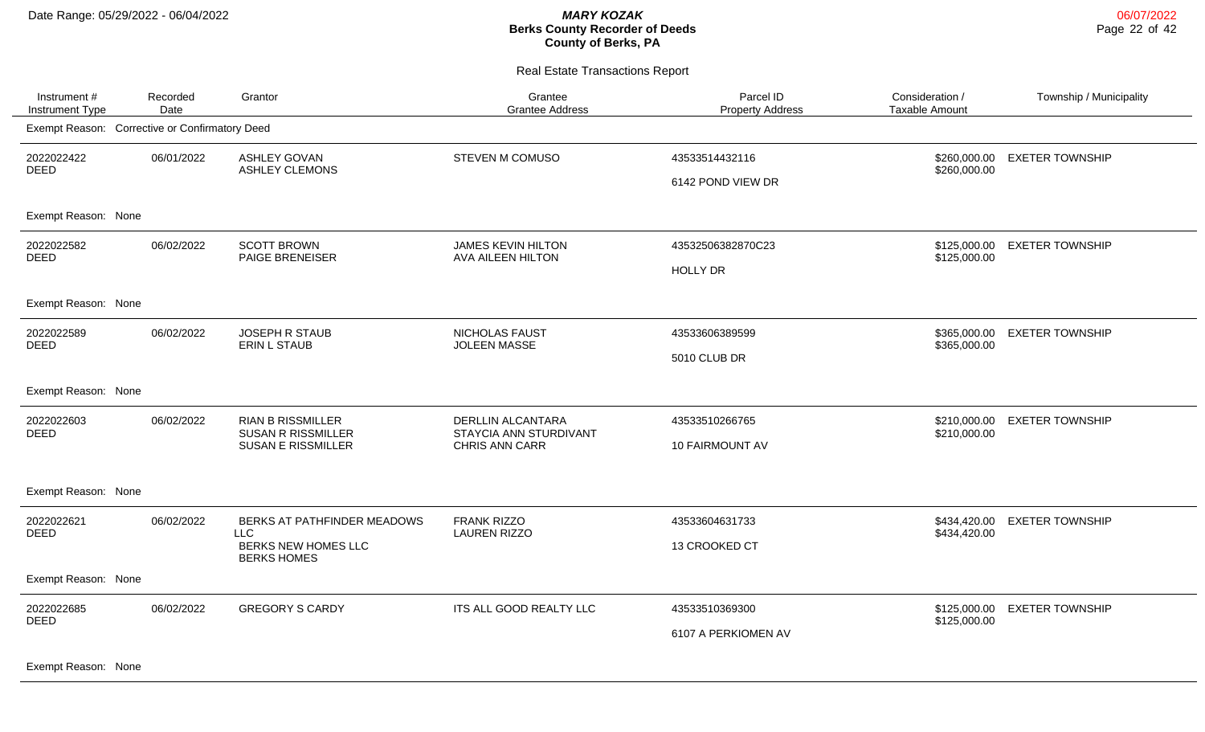# MARY KOZAK
## Berks County Recorder of Deeds
## County of Berks, PA

Date Range: 05/29/2022 - 06/04/2022

06/07/2022

### Real Estate Transactions Report

| Instrument # / Instrument Type | Recorded Date | Grantor | Grantee / Grantee Address | Parcel ID / Property Address | Consideration / Taxable Amount | Township / Municipality |
|---|---|---|---|---|---|---|
| Exempt Reason: Corrective or Confirmatory Deed | | | | | | |
| 2022022422 DEED | 06/01/2022 | ASHLEY GOVAN<br>ASHLEY CLEMONS | STEVEN M COMUSO | 43533514432116<br>6142 POND VIEW DR | \$260,000.00<br>\$260,000.00 | EXETER TOWNSHIP |
| Exempt Reason: None | | | | | | |
| 2022022582 DEED | 06/02/2022 | SCOTT BROWN<br>PAIGE BRENEISER | JAMES KEVIN HILTON<br>AVA AILEEN HILTON | 43532506382870C23<br>HOLLY DR | \$125,000.00<br>\$125,000.00 | EXETER TOWNSHIP |
| Exempt Reason: None | | | | | | |
| 2022022589 DEED | 06/02/2022 | JOSEPH R STAUB<br>ERIN L STAUB | NICHOLAS FAUST<br>JOLEEN MASSE | 43533606389599<br>5010 CLUB DR | \$365,000.00<br>\$365,000.00 | EXETER TOWNSHIP |
| Exempt Reason: None | | | | | | |
| 2022022603 DEED | 06/02/2022 | RIAN B RISSMILLER<br>SUSAN R RISSMILLER<br>SUSAN E RISSMILLER | DERLLIN ALCANTARA<br>STAYCIA ANN STURDIVANT<br>CHRIS ANN CARR | 43533510266765<br>10 FAIRMOUNT AV | \$210,000.00<br>\$210,000.00 | EXETER TOWNSHIP |
| Exempt Reason: None | | | | | | |
| 2022022621 DEED | 06/02/2022 | BERKS AT PATHFINDER MEADOWS LLC<br>BERKS NEW HOMES LLC<br>BERKS HOMES | FRANK RIZZO<br>LAUREN RIZZO | 43533604631733<br>13 CROOKED CT | \$434,420.00<br>\$434,420.00 | EXETER TOWNSHIP |
| Exempt Reason: None | | | | | | |
| 2022022685 DEED | 06/02/2022 | GREGORY S CARDY | ITS ALL GOOD REALTY LLC | 43533510369300<br>6107 A PERKIOMEN AV | \$125,000.00<br>\$125,000.00 | EXETER TOWNSHIP |
| Exempt Reason: None | | | | | | |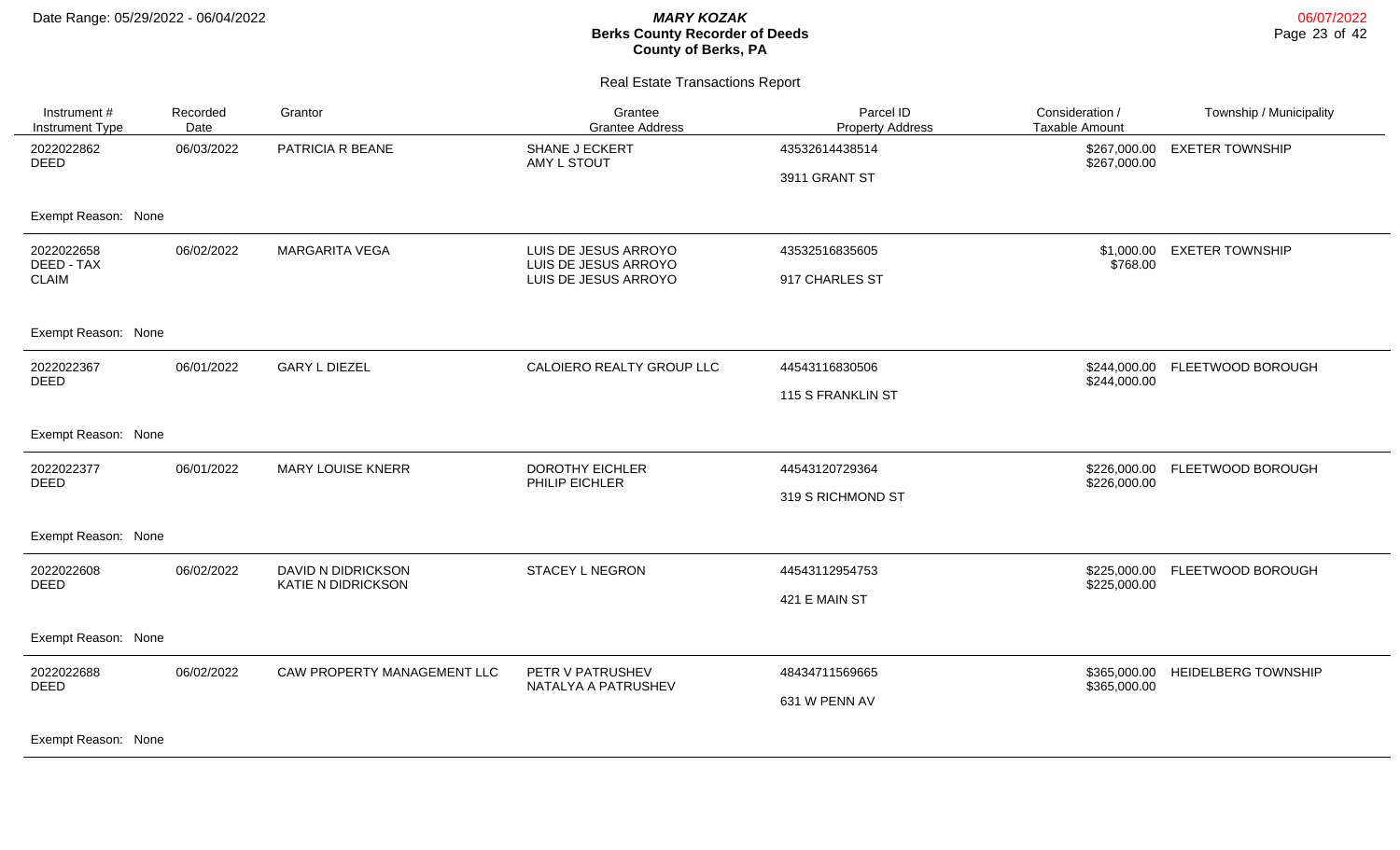**MARY KOZAK**
**Berks County Recorder of Deeds**
**County of Berks, PA**

Date Range: 05/29/2022 - 06/04/2022

06/07/2022

## Real Estate Transactions Report

| Instrument # / Instrument Type | Recorded Date | Grantor | Grantee / Grantee Address | Parcel ID / Property Address | Consideration / Taxable Amount | Township / Municipality |
|---|---|---|---|---|---|---|
| 2022022862 DEED | 06/03/2022 | PATRICIA R BEANE | SHANE J ECKERT<br>AMY L STOUT | 43532614438514<br>3911 GRANT ST | $267,000.00<br>$267,000.00 | EXETER TOWNSHIP |
| Exempt Reason: None | | | | | | |
| 2022022658 DEED - TAX CLAIM | 06/02/2022 | MARGARITA VEGA | LUIS DE JESUS ARROYO<br>LUIS DE JESUS ARROYO<br>LUIS DE JESUS ARROYO | 43532516835605<br>917 CHARLES ST | $1,000.00<br>$768.00 | EXETER TOWNSHIP |
| Exempt Reason: None | | | | | | |
| 2022022367 DEED | 06/01/2022 | GARY L DIEZEL | CALOIERO REALTY GROUP LLC | 44543116830506<br>115 S FRANKLIN ST | $244,000.00<br>$244,000.00 | FLEETWOOD BOROUGH |
| Exempt Reason: None | | | | | | |
| 2022022377 DEED | 06/01/2022 | MARY LOUISE KNERR | DOROTHY EICHLER<br>PHILIP EICHLER | 44543120729364<br>319 S RICHMOND ST | $226,000.00<br>$226,000.00 | FLEETWOOD BOROUGH |
| Exempt Reason: None | | | | | | |
| 2022022608 DEED | 06/02/2022 | DAVID N DIDRICKSON<br>KATIE N DIDRICKSON | STACEY L NEGRON | 44543112954753<br>421 E MAIN ST | $225,000.00<br>$225,000.00 | FLEETWOOD BOROUGH |
| Exempt Reason: None | | | | | | |
| 2022022688 DEED | 06/02/2022 | CAW PROPERTY MANAGEMENT LLC | PETR V PATRUSHEV<br>NATALYA A PATRUSHEV | 48434711569665<br>631 W PENN AV | $365,000.00<br>$365,000.00 | HEIDELBERG TOWNSHIP |
| Exempt Reason: None | | | | | | |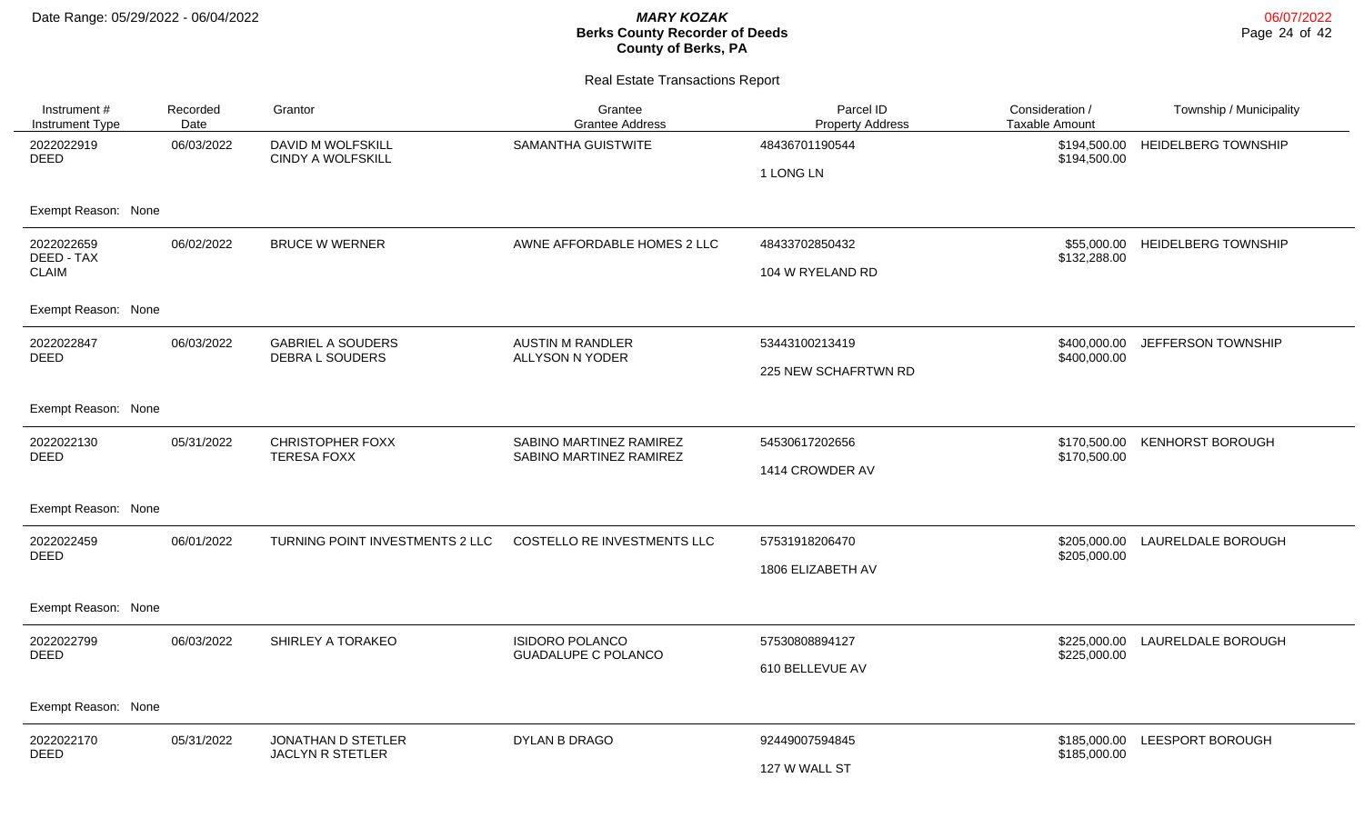# MARY KOZAK
## Berks County Recorder of Deeds
## County of Berks, PA

Date Range: 05/29/2022 - 06/04/2022

06/07/2022

### Real Estate Transactions Report

| Instrument # / Instrument Type | Recorded Date | Grantor | Grantee / Grantee Address | Parcel ID / Property Address | Consideration / Taxable Amount | Township / Municipality |
|---|---|---|---|---|---|---|
| 2022022919 DEED | 06/03/2022 | DAVID M WOLFSKILL CINDY A WOLFSKILL | SAMANTHA GUISTWITE | 48436701190544 1 LONG LN | \$194,500.00 \$194,500.00 | HEIDELBERG TOWNSHIP |
| Exempt Reason: None | | | | | | |
| 2022022659 DEED - TAX CLAIM | 06/02/2022 | BRUCE W WERNER | AWNE AFFORDABLE HOMES 2 LLC | 48433702850432 104 W RYELAND RD | \$55,000.00 \$132,288.00 | HEIDELBERG TOWNSHIP |
| Exempt Reason: None | | | | | | |
| 2022022847 DEED | 06/03/2022 | GABRIEL A SOUDERS DEBRA L SOUDERS | AUSTIN M RANDLER ALLYSON N YODER | 53443100213419 225 NEW SCHAFRTWN RD | \$400,000.00 \$400,000.00 | JEFFERSON TOWNSHIP |
| Exempt Reason: None | | | | | | |
| 2022022130 DEED | 05/31/2022 | CHRISTOPHER FOXX TERESA FOXX | SABINO MARTINEZ RAMIREZ SABINO MARTINEZ RAMIREZ | 54530617202656 1414 CROWDER AV | \$170,500.00 \$170,500.00 | KENHORST BOROUGH |
| Exempt Reason: None | | | | | | |
| 2022022459 DEED | 06/01/2022 | TURNING POINT INVESTMENTS 2 LLC | COSTELLO RE INVESTMENTS LLC | 57531918206470 1806 ELIZABETH AV | \$205,000.00 \$205,000.00 | LAURELDALE BOROUGH |
| Exempt Reason: None | | | | | | |
| 2022022799 DEED | 06/03/2022 | SHIRLEY A TORAKEO | ISIDORO POLANCO GUADALUPE C POLANCO | 57530808894127 610 BELLEVUE AV | \$225,000.00 \$225,000.00 | LAURELDALE BOROUGH |
| Exempt Reason: None | | | | | | |
| 2022022170 DEED | 05/31/2022 | JONATHAN D STETLER JACLYN R STETLER | DYLAN B DRAGO | 92449007594845 127 W WALL ST | \$185,000.00 \$185,000.00 | LEESPORT BOROUGH |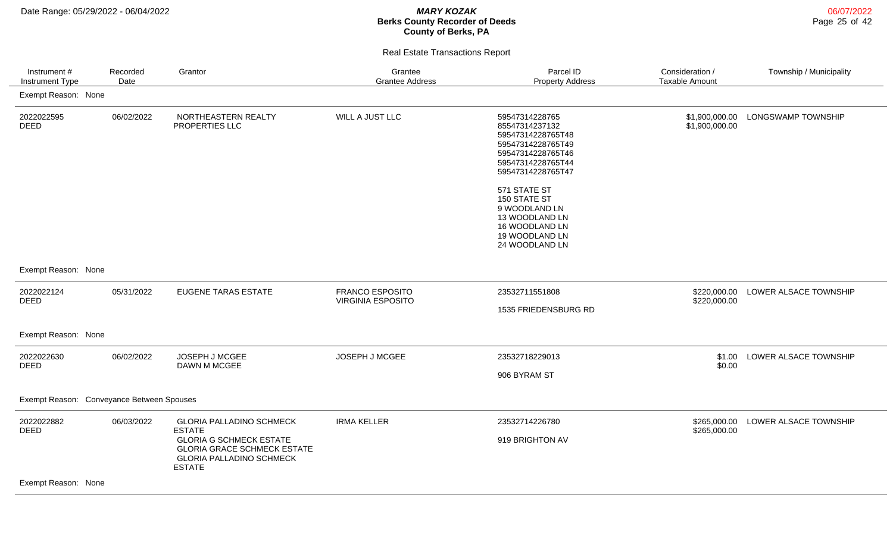Date Range: 05/29/2022 - 06/04/2022

***MARY KOZAK***
**Berks County Recorder of Deeds**
**County of Berks, PA**

06/07/2022

Real Estate Transactions Report

| Instrument # / Instrument Type | Recorded Date | Grantor | Grantee / Grantee Address | Parcel ID / Property Address | Consideration / Taxable Amount | Township / Municipality |
|---|---|---|---|---|---|---|
| Exempt Reason: None | | | | | | |
| 2022022595 DEED | 06/02/2022 | NORTHEASTERN REALTY PROPERTIES LLC | WILL A JUST LLC | 59547314228765 85547314237132 59547314228765T48 59547314228765T49 59547314228765T46 59547314228765T44 59547314228765T47 571 STATE ST 150 STATE ST 9 WOODLAND LN 13 WOODLAND LN 16 WOODLAND LN 19 WOODLAND LN 24 WOODLAND LN | $1,900,000.00 $1,900,000.00 | LONGSWAMP TOWNSHIP |
| Exempt Reason: None | | | | | | |
| 2022022124 DEED | 05/31/2022 | EUGENE TARAS ESTATE | FRANCO ESPOSITO VIRGINIA ESPOSITO | 23532711551808 1535 FRIEDENSBURG RD | $220,000.00 $220,000.00 | LOWER ALSACE TOWNSHIP |
| Exempt Reason: None | | | | | | |
| 2022022630 DEED | 06/02/2022 | JOSEPH J MCGEE DAWN M MCGEE | JOSEPH J MCGEE | 23532718229013 906 BYRAM ST | $1.00 $0.00 | LOWER ALSACE TOWNSHIP |
| Exempt Reason: Conveyance Between Spouses | | | | | | |
| 2022022882 DEED | 06/03/2022 | GLORIA PALLADINO SCHMECK ESTATE GLORIA G SCHMECK ESTATE GLORIA GRACE SCHMECK ESTATE GLORIA PALLADINO SCHMECK ESTATE | IRMA KELLER | 23532714226780 919 BRIGHTON AV | $265,000.00 $265,000.00 | LOWER ALSACE TOWNSHIP |
| Exempt Reason: None | | | | | | |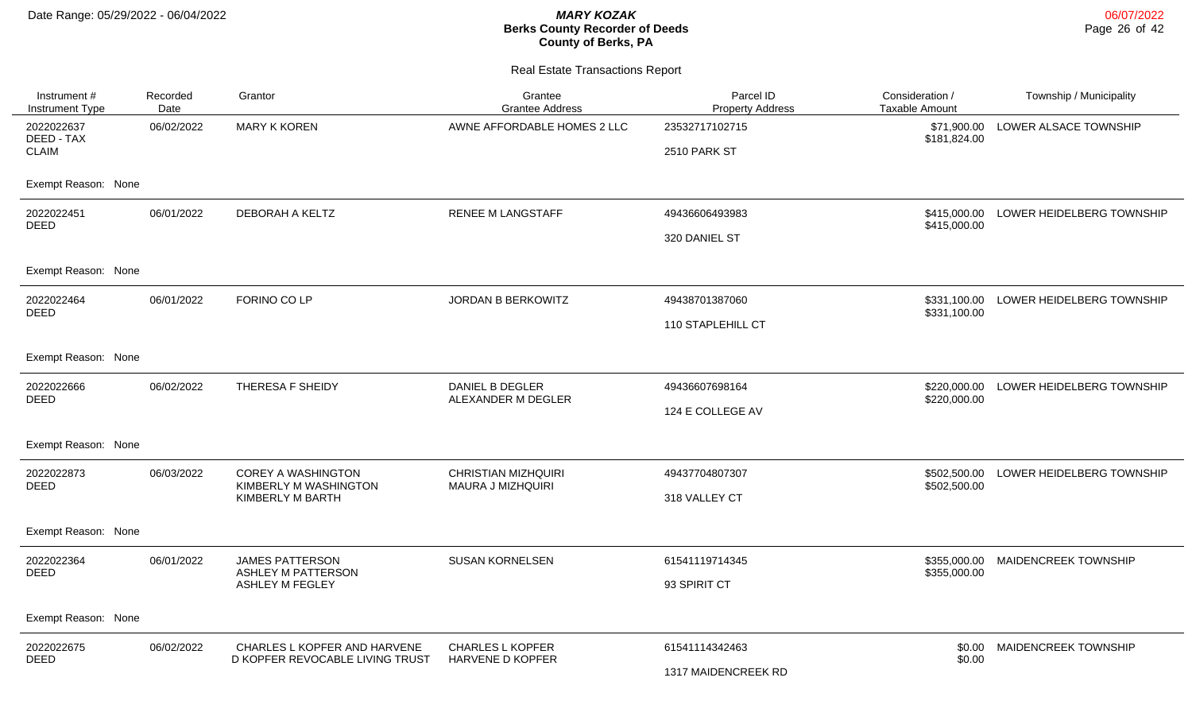# MARY KOZAK
## Berks County Recorder of Deeds
## County of Berks, PA

Date Range: 05/29/2022 - 06/04/2022

06/07/2022

### Real Estate Transactions Report

| Instrument # / Instrument Type | Recorded Date | Grantor | Grantee / Grantee Address | Parcel ID / Property Address | Consideration / Taxable Amount | Township / Municipality |
|---|---|---|---|---|---|---|
| 2022022637 DEED - TAX CLAIM | 06/02/2022 | MARY K KOREN | AWNE AFFORDABLE HOMES 2 LLC | 23532717102715 2510 PARK ST | $71,900.00 $181,824.00 | LOWER ALSACE TOWNSHIP |
| Exempt Reason: None | | | | | | |
| 2022022451 DEED | 06/01/2022 | DEBORAH A KELTZ | RENEE M LANGSTAFF | 49436606493983 320 DANIEL ST | $415,000.00 $415,000.00 | LOWER HEIDELBERG TOWNSHIP |
| Exempt Reason: None | | | | | | |
| 2022022464 DEED | 06/01/2022 | FORINO CO LP | JORDAN B BERKOWITZ | 49438701387060 110 STAPLEHILL CT | $331,100.00 $331,100.00 | LOWER HEIDELBERG TOWNSHIP |
| Exempt Reason: None | | | | | | |
| 2022022666 DEED | 06/02/2022 | THERESA F SHEIDY | DANIEL B DEGLER ALEXANDER M DEGLER | 49436607698164 124 E COLLEGE AV | $220,000.00 $220,000.00 | LOWER HEIDELBERG TOWNSHIP |
| Exempt Reason: None | | | | | | |
| 2022022873 DEED | 06/03/2022 | COREY A WASHINGTON KIMBERLY M WASHINGTON KIMBERLY M BARTH | CHRISTIAN MIZHQUIRI MAURA J MIZHQUIRI | 49437704807307 318 VALLEY CT | $502,500.00 $502,500.00 | LOWER HEIDELBERG TOWNSHIP |
| Exempt Reason: None | | | | | | |
| 2022022364 DEED | 06/01/2022 | JAMES PATTERSON ASHLEY M PATTERSON ASHLEY M FEGLEY | SUSAN KORNELSEN | 61541119714345 93 SPIRIT CT | $355,000.00 $355,000.00 | MAIDENCREEK TOWNSHIP |
| Exempt Reason: None | | | | | | |
| 2022022675 DEED | 06/02/2022 | CHARLES L KOPFER AND HARVENE D KOPFER REVOCABLE LIVING TRUST | CHARLES L KOPFER HARVENE D KOPFER | 61541114342463 1317 MAIDENCREEK RD | $0.00 $0.00 | MAIDENCREEK TOWNSHIP |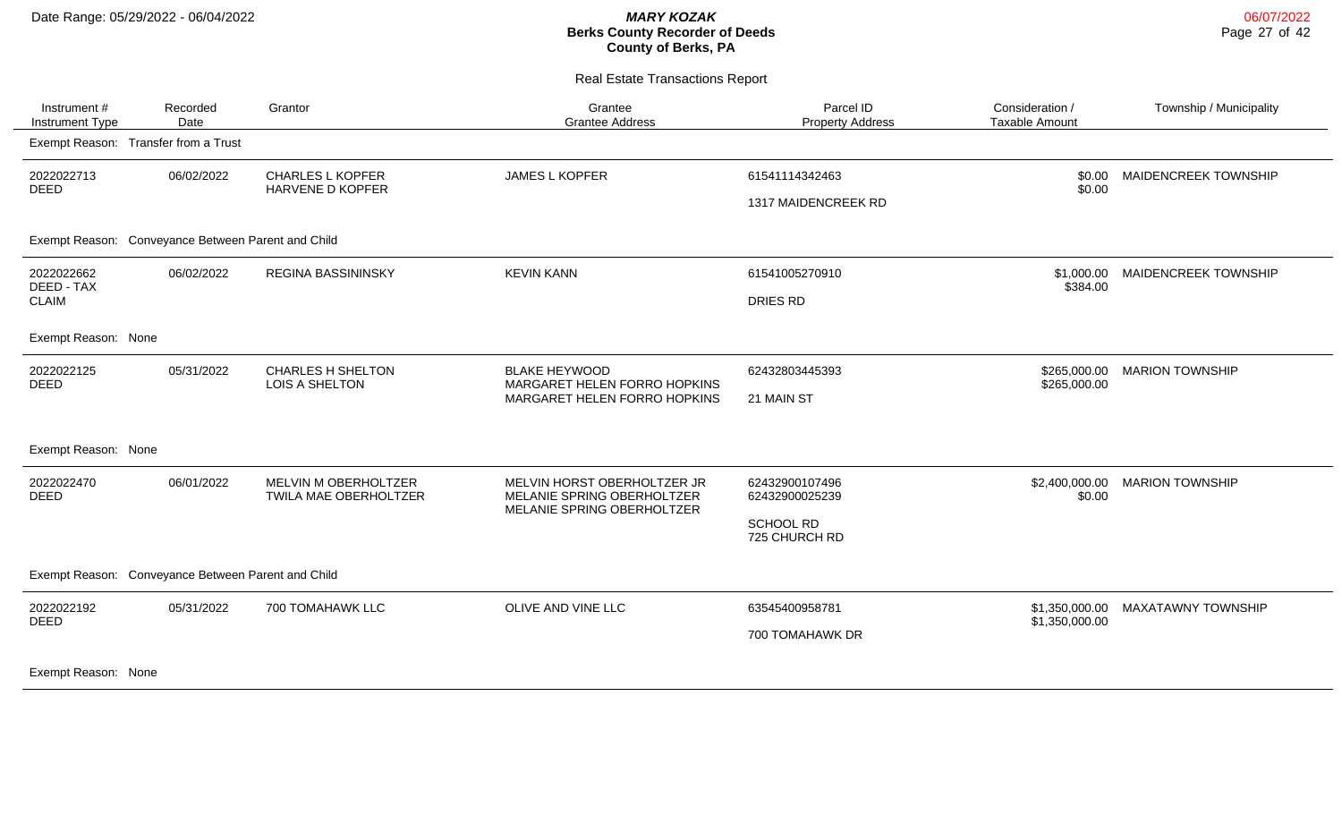**MARY KOZAK**
**Berks County Recorder of Deeds**
**County of Berks, PA**

Date Range: 05/29/2022 - 06/04/2022

06/07/2022

Real Estate Transactions Report

| Instrument # / Instrument Type | Recorded Date | Grantor | Grantee / Grantee Address | Parcel ID / Property Address | Consideration / Taxable Amount | Township / Municipality |
|---|---|---|---|---|---|---|
| Exempt Reason: Transfer from a Trust | | | | | | |
| 2022022713 DEED | 06/02/2022 | CHARLES L KOPFER HARVENE D KOPFER | JAMES L KOPFER | 61541114342463 1317 MAIDENCREEK RD | $0.00 $0.00 | MAIDENCREEK TOWNSHIP |
| Exempt Reason: Conveyance Between Parent and Child | | | | | | |
| 2022022662 DEED - TAX CLAIM | 06/02/2022 | REGINA BASSININSKY | KEVIN KANN | 61541005270910 DRIES RD | $1,000.00 $384.00 | MAIDENCREEK TOWNSHIP |
| Exempt Reason: None | | | | | | |
| 2022022125 DEED | 05/31/2022 | CHARLES H SHELTON LOIS A SHELTON | BLAKE HEYWOOD MARGARET HELEN FORRO HOPKINS MARGARET HELEN FORRO HOPKINS | 62432803445393 21 MAIN ST | $265,000.00 $265,000.00 | MARION TOWNSHIP |
| Exempt Reason: None | | | | | | |
| 2022022470 DEED | 06/01/2022 | MELVIN M OBERHOLTZER TWILA MAE OBERHOLTZER | MELVIN HORST OBERHOLTZER JR MELANIE SPRING OBERHOLTZER MELANIE SPRING OBERHOLTZER | 62432900107496 62432900025239 SCHOOL RD 725 CHURCH RD | $2,400,000.00 $0.00 | MARION TOWNSHIP |
| Exempt Reason: Conveyance Between Parent and Child | | | | | | |
| 2022022192 DEED | 05/31/2022 | 700 TOMAHAWK LLC | OLIVE AND VINE LLC | 63545400958781 700 TOMAHAWK DR | $1,350,000.00 $1,350,000.00 | MAXATAWNY TOWNSHIP |
| Exempt Reason: None | | | | | | |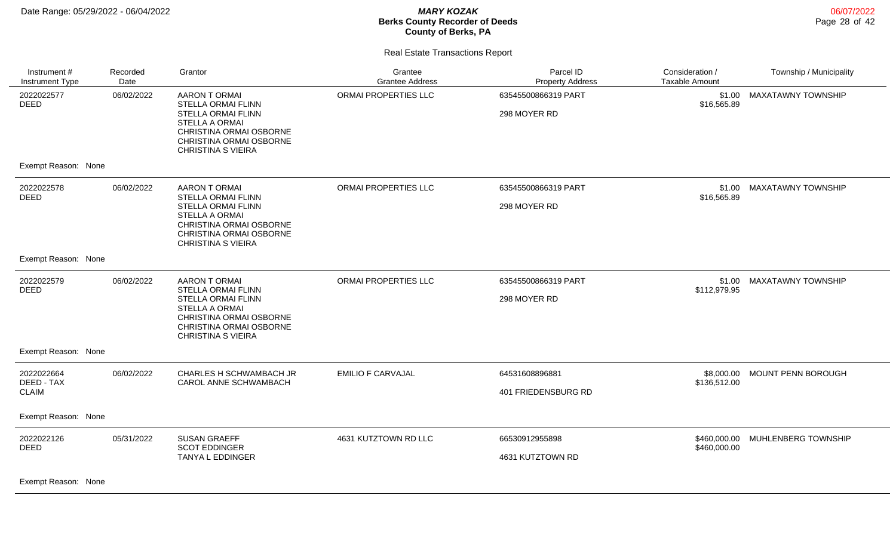# MARY KOZAK
## Berks County Recorder of Deeds
## County of Berks, PA

Date Range: 05/29/2022 - 06/04/2022

06/07/2022

### Real Estate Transactions Report

| Instrument # / Instrument Type | Recorded Date | Grantor | Grantee / Grantee Address | Parcel ID / Property Address | Consideration / Taxable Amount | Township / Municipality |
|---|---|---|---|---|---|---|
| 2022022577 DEED | 06/02/2022 | AARON T ORMAI<br>STELLA ORMAI FLINN<br>STELLA ORMAI FLINN<br>STELLA A ORMAI<br>CHRISTINA ORMAI OSBORNE<br>CHRISTINA ORMAI OSBORNE<br>CHRISTINA S VIEIRA | ORMAI PROPERTIES LLC | 63545500866319 PART<br>298 MOYER RD | $1.00<br>$16,565.89 | MAXATAWNY TOWNSHIP |
| Exempt Reason: None | | | | | | |
| 2022022578 DEED | 06/02/2022 | AARON T ORMAI<br>STELLA ORMAI FLINN<br>STELLA ORMAI FLINN<br>STELLA A ORMAI<br>CHRISTINA ORMAI OSBORNE<br>CHRISTINA ORMAI OSBORNE<br>CHRISTINA S VIEIRA | ORMAI PROPERTIES LLC | 63545500866319 PART<br>298 MOYER RD | $1.00<br>$16,565.89 | MAXATAWNY TOWNSHIP |
| Exempt Reason: None | | | | | | |
| 2022022579 DEED | 06/02/2022 | AARON T ORMAI<br>STELLA ORMAI FLINN<br>STELLA ORMAI FLINN<br>STELLA A ORMAI<br>CHRISTINA ORMAI OSBORNE<br>CHRISTINA ORMAI OSBORNE<br>CHRISTINA S VIEIRA | ORMAI PROPERTIES LLC | 63545500866319 PART<br>298 MOYER RD | $1.00<br>$112,979.95 | MAXATAWNY TOWNSHIP |
| Exempt Reason: None | | | | | | |
| 2022022664 DEED - TAX CLAIM | 06/02/2022 | CHARLES H SCHWAMBACH JR<br>CAROL ANNE SCHWAMBACH | EMILIO F CARVAJAL | 64531608896881<br>401 FRIEDENSBURG RD | $8,000.00<br>$136,512.00 | MOUNT PENN BOROUGH |
| Exempt Reason: None | | | | | | |
| 2022022126 DEED | 05/31/2022 | SUSAN GRAEFF<br>SCOT EDDINGER<br>TANYA L EDDINGER | 4631 KUTZTOWN RD LLC | 66530912955898<br>4631 KUTZTOWN RD | $460,000.00<br>$460,000.00 | MUHLENBERG TOWNSHIP |
| Exempt Reason: None | | | | | | |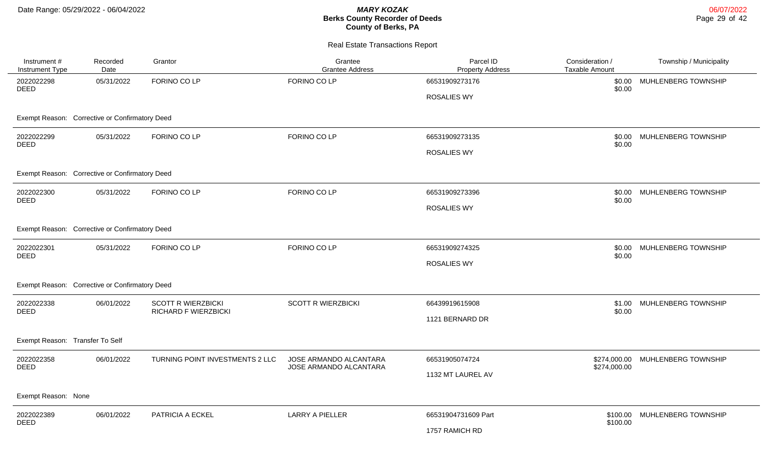## Real Estate Transactions Report

| Instrument # / Instrument Type | Recorded Date | Grantor | Grantee / Grantee Address | Parcel ID / Property Address | Consideration / Taxable Amount | Township / Municipality |
|---|---|---|---|---|---|---|
| 2022022298 DEED | 05/31/2022 | FORINO CO LP | FORINO CO LP | 66531909273176 ROSALIES WY | $0.00 $0.00 | MUHLENBERG TOWNSHIP |
| Exempt Reason: Corrective or Confirmatory Deed | | | | | | |
| 2022022299 DEED | 05/31/2022 | FORINO CO LP | FORINO CO LP | 66531909273135 ROSALIES WY | $0.00 $0.00 | MUHLENBERG TOWNSHIP |
| Exempt Reason: Corrective or Confirmatory Deed | | | | | | |
| 2022022300 DEED | 05/31/2022 | FORINO CO LP | FORINO CO LP | 66531909273396 ROSALIES WY | $0.00 $0.00 | MUHLENBERG TOWNSHIP |
| Exempt Reason: Corrective or Confirmatory Deed | | | | | | |
| 2022022301 DEED | 05/31/2022 | FORINO CO LP | FORINO CO LP | 66531909274325 ROSALIES WY | $0.00 $0.00 | MUHLENBERG TOWNSHIP |
| Exempt Reason: Corrective or Confirmatory Deed | | | | | | |
| 2022022338 DEED | 06/01/2022 | SCOTT R WIERZBICKI RICHARD F WIERZBICKI | SCOTT R WIERZBICKI | 66439919615908 1121 BERNARD DR | $1.00 $0.00 | MUHLENBERG TOWNSHIP |
| Exempt Reason: Transfer To Self | | | | | | |
| 2022022358 DEED | 06/01/2022 | TURNING POINT INVESTMENTS 2 LLC | JOSE ARMANDO ALCANTARA JOSE ARMANDO ALCANTARA | 66531905074724 1132 MT LAUREL AV | $274,000.00 $274,000.00 | MUHLENBERG TOWNSHIP |
| Exempt Reason: None | | | | | | |
| 2022022389 DEED | 06/01/2022 | PATRICIA A ECKEL | LARRY A PIELLER | 66531904731609 Part 1757 RAMICH RD | $100.00 $100.00 | MUHLENBERG TOWNSHIP |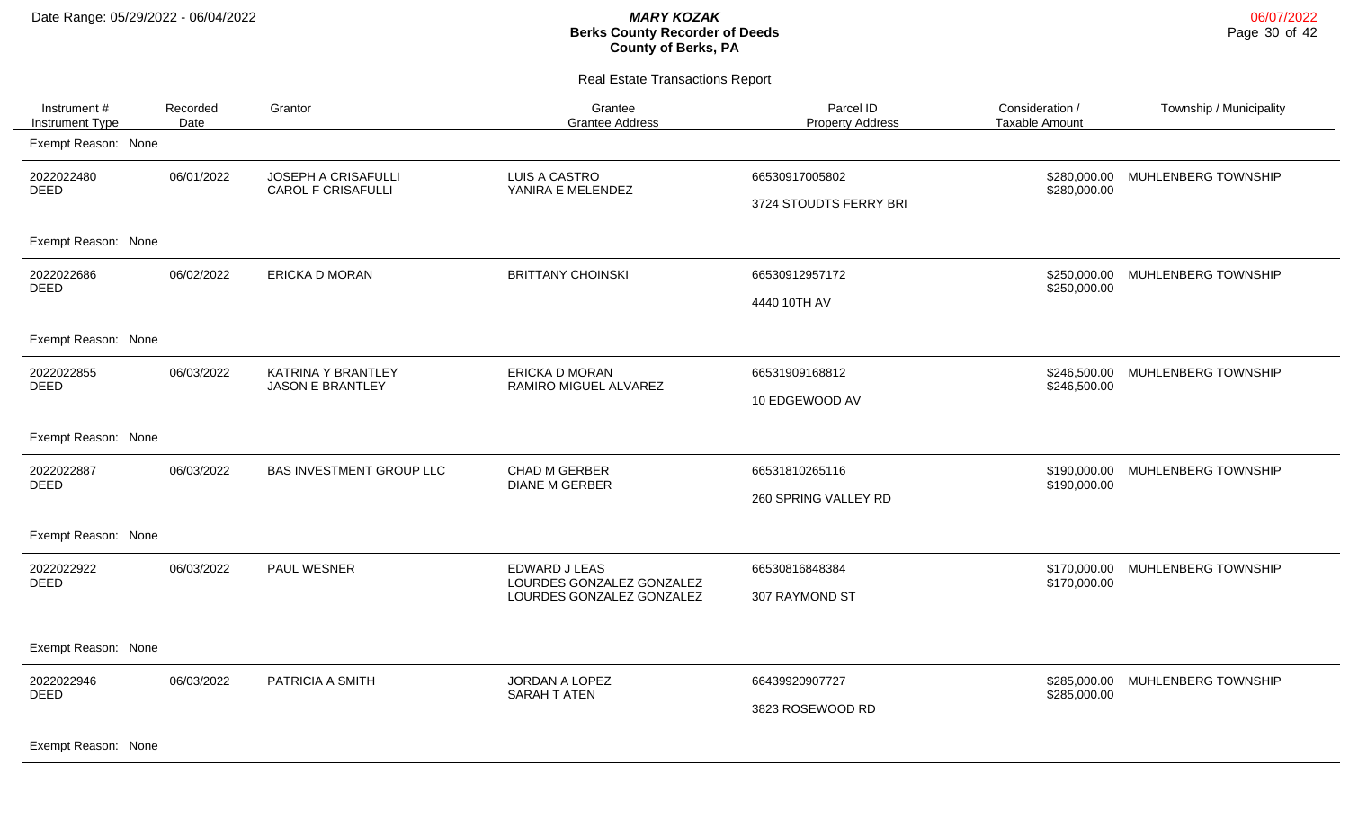# MARY KOZAK
## Berks County Recorder of Deeds
## County of Berks, PA

Date Range: 05/29/2022 - 06/04/2022

06/07/2022

### Real Estate Transactions Report

| Instrument # / Instrument Type | Recorded Date | Grantor | Grantee / Grantee Address | Parcel ID / Property Address | Consideration / Taxable Amount | Township / Municipality |
|---|---|---|---|---|---|---|
| Exempt Reason: None | | | | | | |
| 2022022480 DEED | 06/01/2022 | JOSEPH A CRISAFULLI CAROL F CRISAFULLI | LUIS A CASTRO YANIRA E MELENDEZ | 66530917005802 3724 STOUDTS FERRY BRI | \$280,000.00 \$280,000.00 | MUHLENBERG TOWNSHIP |
| Exempt Reason: None | | | | | | |
| 2022022686 DEED | 06/02/2022 | ERICKA D MORAN | BRITTANY CHOINSKI | 66530912957172 4440 10TH AV | \$250,000.00 \$250,000.00 | MUHLENBERG TOWNSHIP |
| Exempt Reason: None | | | | | | |
| 2022022855 DEED | 06/03/2022 | KATRINA Y BRANTLEY JASON E BRANTLEY | ERICKA D MORAN RAMIRO MIGUEL ALVAREZ | 66531909168812 10 EDGEWOOD AV | \$246,500.00 \$246,500.00 | MUHLENBERG TOWNSHIP |
| Exempt Reason: None | | | | | | |
| 2022022887 DEED | 06/03/2022 | BAS INVESTMENT GROUP LLC | CHAD M GERBER DIANE M GERBER | 66531810265116 260 SPRING VALLEY RD | \$190,000.00 \$190,000.00 | MUHLENBERG TOWNSHIP |
| Exempt Reason: None | | | | | | |
| 2022022922 DEED | 06/03/2022 | PAUL WESNER | EDWARD J LEAS LOURDES GONZALEZ GONZALEZ LOURDES GONZALEZ GONZALEZ | 66530816848384 307 RAYMOND ST | \$170,000.00 \$170,000.00 | MUHLENBERG TOWNSHIP |
| Exempt Reason: None | | | | | | |
| 2022022946 DEED | 06/03/2022 | PATRICIA A SMITH | JORDAN A LOPEZ SARAH T ATEN | 66439920907727 3823 ROSEWOOD RD | \$285,000.00 \$285,000.00 | MUHLENBERG TOWNSHIP |
| Exempt Reason: None | | | | | | |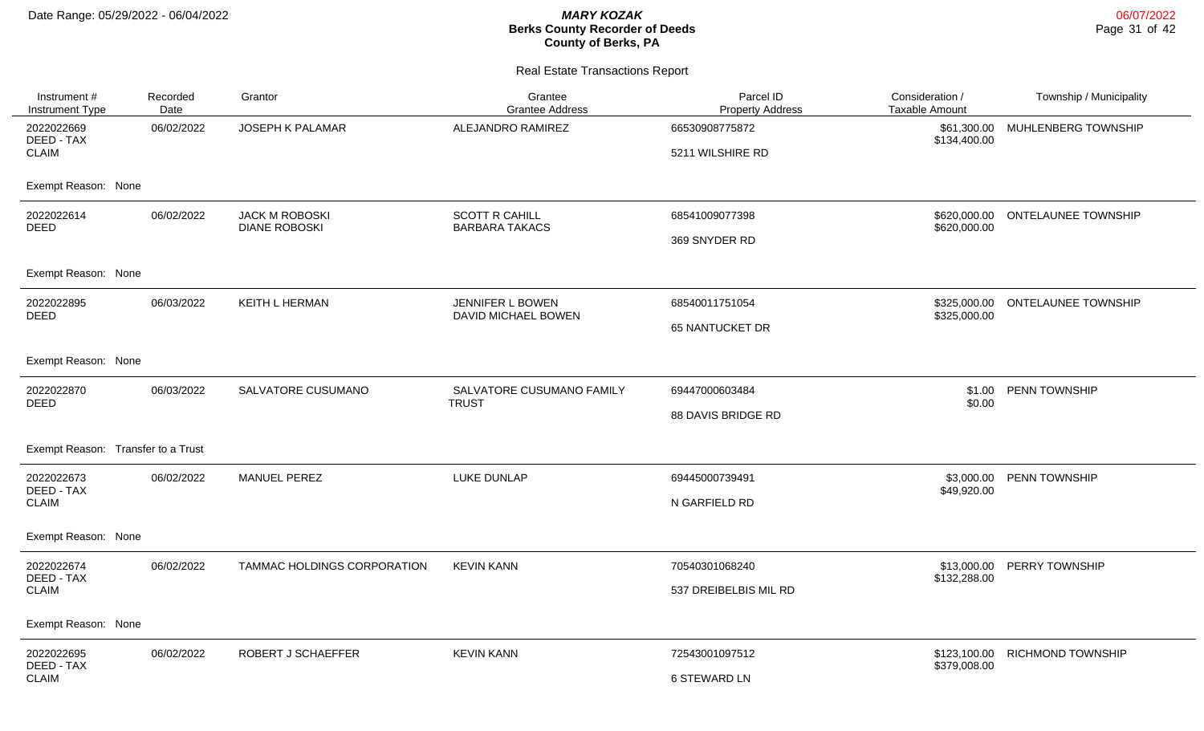Date Range: 05/29/2022 - 06/04/2022

***MARY KOZAK***
**Berks County Recorder of Deeds**
**County of Berks, PA**

Real Estate Transactions Report

| Instrument # / Instrument Type | Recorded Date | Grantor | Grantee / Grantee Address | Parcel ID / Property Address | Consideration / Taxable Amount | Township / Municipality |
|---|---|---|---|---|---|---|
| 2022022669 DEED - TAX CLAIM | 06/02/2022 | JOSEPH K PALAMAR | ALEJANDRO RAMIREZ | 66530908775872 5211 WILSHIRE RD | $61,300.00 $134,400.00 | MUHLENBERG TOWNSHIP |
| Exempt Reason: None | | | | | | |
| 2022022614 DEED | 06/02/2022 | JACK M ROBOSKI DIANE ROBOSKI | SCOTT R CAHILL BARBARA TAKACS | 68541009077398 369 SNYDER RD | $620,000.00 $620,000.00 | ONTELAUNEE TOWNSHIP |
| Exempt Reason: None | | | | | | |
| 2022022895 DEED | 06/03/2022 | KEITH L HERMAN | JENNIFER L BOWEN DAVID MICHAEL BOWEN | 68540011751054 65 NANTUCKET DR | $325,000.00 $325,000.00 | ONTELAUNEE TOWNSHIP |
| Exempt Reason: None | | | | | | |
| 2022022870 DEED | 06/03/2022 | SALVATORE CUSUMANO | SALVATORE CUSUMANO FAMILY TRUST | 69447000603484 88 DAVIS BRIDGE RD | $1.00 $0.00 | PENN TOWNSHIP |
| Exempt Reason: Transfer to a Trust | | | | | | |
| 2022022673 DEED - TAX CLAIM | 06/02/2022 | MANUEL PEREZ | LUKE DUNLAP | 69445000739491 N GARFIELD RD | $3,000.00 $49,920.00 | PENN TOWNSHIP |
| Exempt Reason: None | | | | | | |
| 2022022674 DEED - TAX CLAIM | 06/02/2022 | TAMMAC HOLDINGS CORPORATION | KEVIN KANN | 70540301068240 537 DREIBELBIS MIL RD | $13,000.00 $132,288.00 | PERRY TOWNSHIP |
| Exempt Reason: None | | | | | | |
| 2022022695 DEED - TAX CLAIM | 06/02/2022 | ROBERT J SCHAEFFER | KEVIN KANN | 72543001097512 6 STEWARD LN | $123,100.00 $379,008.00 | RICHMOND TOWNSHIP |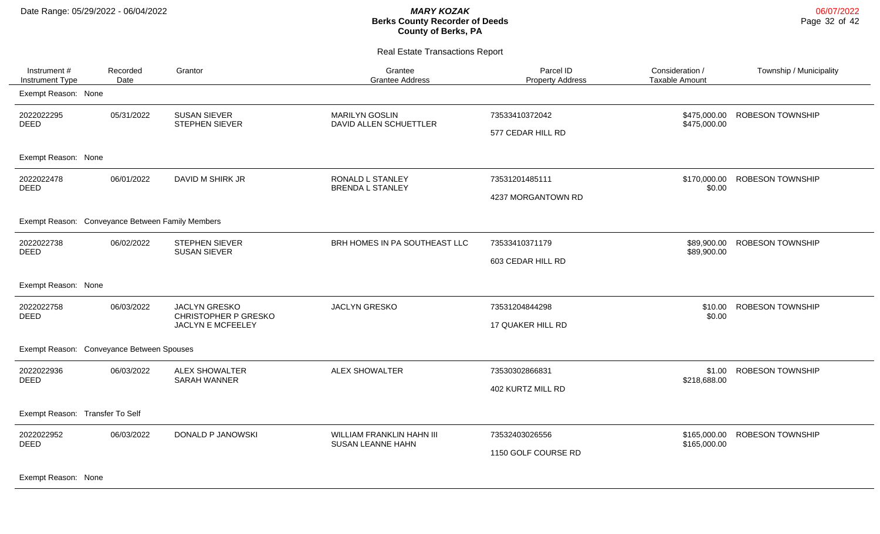# MARY KOZAK
## Berks County Recorder of Deeds
### County of Berks, PA

Date Range: 05/29/2022 - 06/04/2022

06/07/2022

Real Estate Transactions Report

| Instrument # / Instrument Type | Recorded Date | Grantor | Grantee / Grantee Address | Parcel ID / Property Address | Consideration / Taxable Amount | Township / Municipality |
|---|---|---|---|---|---|---|
| Exempt Reason: None | | | | | | |
| 2022022295 DEED | 05/31/2022 | SUSAN SIEVER<br>STEPHEN SIEVER | MARILYN GOSLIN<br>DAVID ALLEN SCHUETTLER | 73533410372042<br>577 CEDAR HILL RD | $475,000.00<br>$475,000.00 | ROBESON TOWNSHIP |
| Exempt Reason: None | | | | | | |
| 2022022478 DEED | 06/01/2022 | DAVID M SHIRK JR | RONALD L STANLEY<br>BRENDA L STANLEY | 73531201485111<br>4237 MORGANTOWN RD | $170,000.00<br>$0.00 | ROBESON TOWNSHIP |
| Exempt Reason: Conveyance Between Family Members | | | | | | |
| 2022022738 DEED | 06/02/2022 | STEPHEN SIEVER<br>SUSAN SIEVER | BRH HOMES IN PA SOUTHEAST LLC | 73533410371179<br>603 CEDAR HILL RD | $89,900.00<br>$89,900.00 | ROBESON TOWNSHIP |
| Exempt Reason: None | | | | | | |
| 2022022758 DEED | 06/03/2022 | JACLYN GRESKO<br>CHRISTOPHER P GRESKO<br>JACLYN E MCFEELEY | JACLYN GRESKO | 73531204844298<br>17 QUAKER HILL RD | $10.00<br>$0.00 | ROBESON TOWNSHIP |
| Exempt Reason: Conveyance Between Spouses | | | | | | |
| 2022022936 DEED | 06/03/2022 | ALEX SHOWALTER<br>SARAH WANNER | ALEX SHOWALTER | 73530302866831<br>402 KURTZ MILL RD | $1.00<br>$218,688.00 | ROBESON TOWNSHIP |
| Exempt Reason: Transfer To Self | | | | | | |
| 2022022952 DEED | 06/03/2022 | DONALD P JANOWSKI | WILLIAM FRANKLIN HAHN III<br>SUSAN LEANNE HAHN | 73532403026556<br>1150 GOLF COURSE RD | $165,000.00<br>$165,000.00 | ROBESON TOWNSHIP |
| Exempt Reason: None | | | | | | |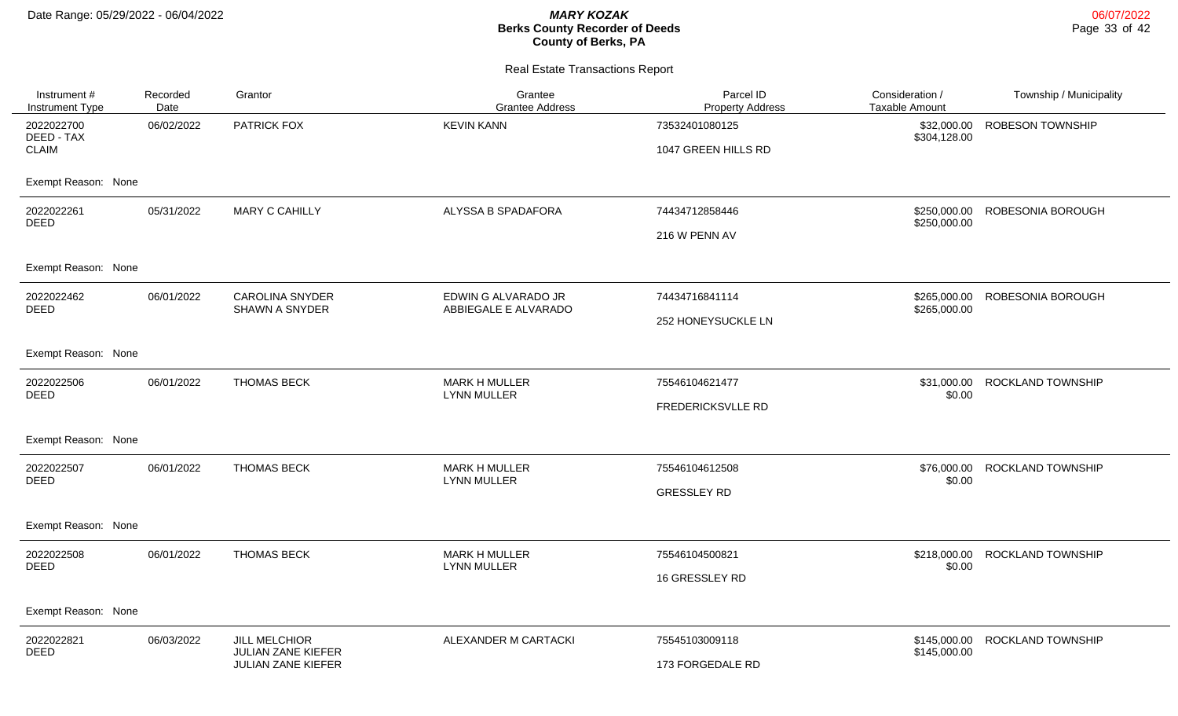# MARY KOZAK
## Berks County Recorder of Deeds
## County of Berks, PA

Date Range: 05/29/2022 - 06/04/2022

06/07/2022

### Real Estate Transactions Report

| Instrument # / Instrument Type | Recorded Date | Grantor | Grantee / Grantee Address | Parcel ID / Property Address | Consideration / Taxable Amount | Township / Municipality |
|---|---|---|---|---|---|---|
| 2022022700 DEED - TAX CLAIM | 06/02/2022 | PATRICK FOX | KEVIN KANN | 73532401080125 1047 GREEN HILLS RD | $32,000.00 $304,128.00 | ROBESON TOWNSHIP |
| Exempt Reason: None | | | | | | |
| 2022022261 DEED | 05/31/2022 | MARY C CAHILLY | ALYSSA B SPADAFORA | 74434712858446 216 W PENN AV | $250,000.00 $250,000.00 | ROBESONIA BOROUGH |
| Exempt Reason: None | | | | | | |
| 2022022462 DEED | 06/01/2022 | CAROLINA SNYDER SHAWN A SNYDER | EDWIN G ALVARADO JR ABBIEGALE E ALVARADO | 74434716841114 252 HONEYSUCKLE LN | $265,000.00 $265,000.00 | ROBESONIA BOROUGH |
| Exempt Reason: None | | | | | | |
| 2022022506 DEED | 06/01/2022 | THOMAS BECK | MARK H MULLER LYNN MULLER | 75546104621477 FREDERICKSVLLE RD | $31,000.00 $0.00 | ROCKLAND TOWNSHIP |
| Exempt Reason: None | | | | | | |
| 2022022507 DEED | 06/01/2022 | THOMAS BECK | MARK H MULLER LYNN MULLER | 75546104612508 GRESSLEY RD | $76,000.00 $0.00 | ROCKLAND TOWNSHIP |
| Exempt Reason: None | | | | | | |
| 2022022508 DEED | 06/01/2022 | THOMAS BECK | MARK H MULLER LYNN MULLER | 75546104500821 16 GRESSLEY RD | $218,000.00 $0.00 | ROCKLAND TOWNSHIP |
| Exempt Reason: None | | | | | | |
| 2022022821 DEED | 06/03/2022 | JILL MELCHIOR JULIAN ZANE KIEFER JULIAN ZANE KIEFER | ALEXANDER M CARTACKI | 75545103009118 173 FORGEDALE RD | $145,000.00 $145,000.00 | ROCKLAND TOWNSHIP |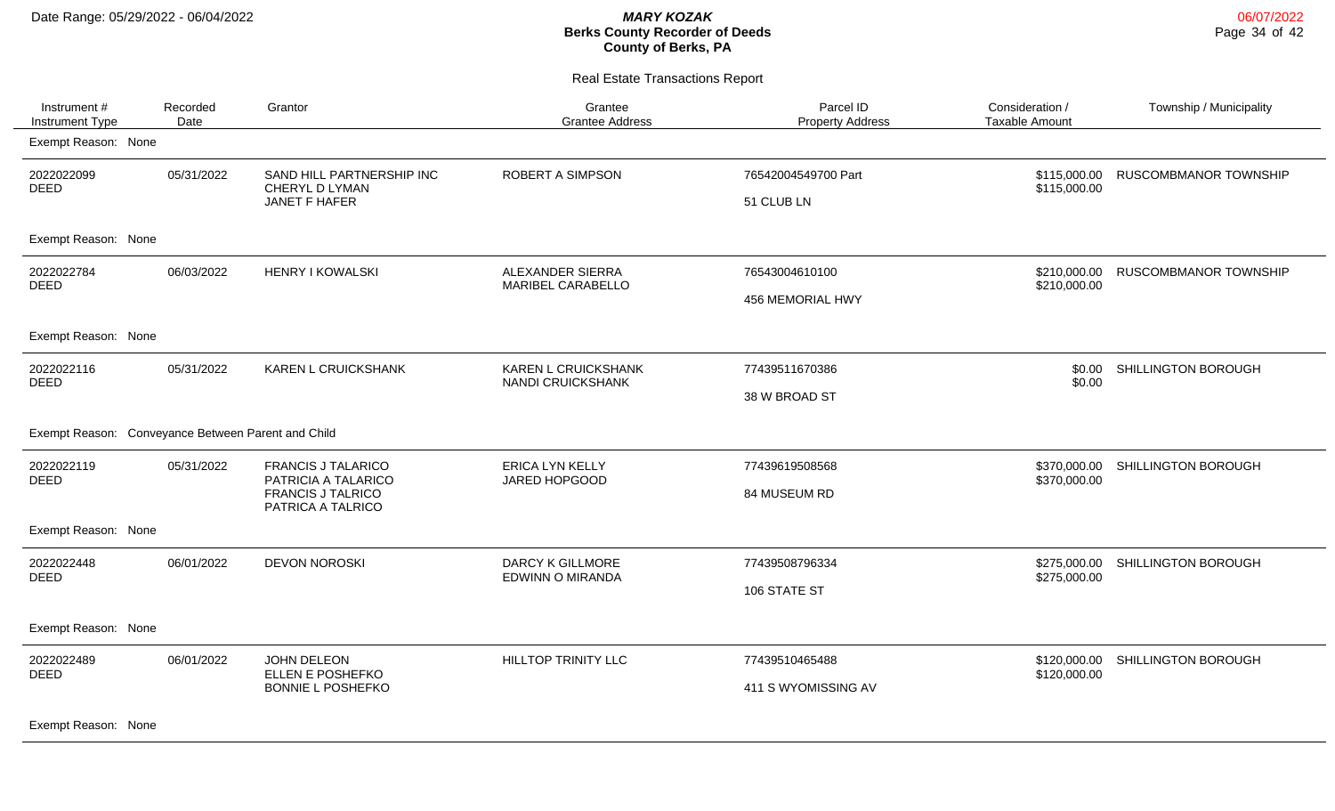# MARY KOZAK
## Berks County Recorder of Deeds
## County of Berks, PA

Date Range: 05/29/2022 - 06/04/2022

06/07/2022

### Real Estate Transactions Report

| Instrument # / Instrument Type | Recorded Date | Grantor | Grantee / Grantee Address | Parcel ID / Property Address | Consideration / Taxable Amount | Township / Municipality |
|---|---|---|---|---|---|---|
| Exempt Reason: None | | | | | | |
| 2022022099 DEED | 05/31/2022 | SAND HILL PARTNERSHIP INC<br>CHERYL D LYMAN<br>JANET F HAFER | ROBERT A SIMPSON | 76542004549700 Part<br>51 CLUB LN | \$115,000.00<br>\$115,000.00 | RUSCOMBMANOR TOWNSHIP |
| Exempt Reason: None | | | | | | |
| 2022022784 DEED | 06/03/2022 | HENRY I KOWALSKI | ALEXANDER SIERRA<br>MARIBEL CARABELLO | 76543004610100<br>456 MEMORIAL HWY | \$210,000.00<br>\$210,000.00 | RUSCOMBMANOR TOWNSHIP |
| Exempt Reason: None | | | | | | |
| 2022022116 DEED | 05/31/2022 | KAREN L CRUICKSHANK | KAREN L CRUICKSHANK<br>NANDI CRUICKSHANK | 77439511670386<br>38 W BROAD ST | \$0.00<br>\$0.00 | SHILLINGTON BOROUGH |
| Exempt Reason: Conveyance Between Parent and Child | | | | | | |
| 2022022119 DEED | 05/31/2022 | FRANCIS J TALARICO<br>PATRICIA A TALARICO<br>FRANCIS J TALRICO<br>PATRICA A TALRICO | ERICA LYN KELLY<br>JARED HOPGOOD | 77439619508568<br>84 MUSEUM RD | \$370,000.00<br>\$370,000.00 | SHILLINGTON BOROUGH |
| Exempt Reason: None | | | | | | |
| 2022022448 DEED | 06/01/2022 | DEVON NOROSKI | DARCY K GILLMORE<br>EDWINN O MIRANDA | 77439508796334<br>106 STATE ST | \$275,000.00<br>\$275,000.00 | SHILLINGTON BOROUGH |
| Exempt Reason: None | | | | | | |
| 2022022489 DEED | 06/01/2022 | JOHN DELEON<br>ELLEN E POSHEFKO<br>BONNIE L POSHEFKO | HILLTOP TRINITY LLC | 77439510465488<br>411 S WYOMISSING AV | \$120,000.00<br>\$120,000.00 | SHILLINGTON BOROUGH |
| Exempt Reason: None | | | | | | |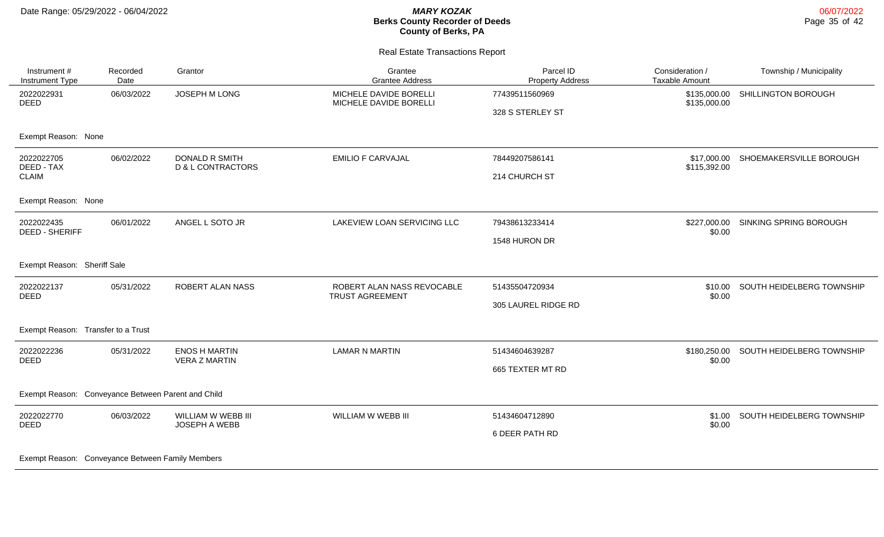Date Range: 05/29/2022 - 06/04/2022

***MARY KOZAK***
**Berks County Recorder of Deeds**
**County of Berks, PA**

06/07/2022

Real Estate Transactions Report

| Instrument # / Instrument Type | Recorded Date | Grantor | Grantee / Grantee Address | Parcel ID / Property Address | Consideration / Taxable Amount | Township / Municipality |
|---|---|---|---|---|---|---|
| 2022022931 DEED | 06/03/2022 | JOSEPH M LONG | MICHELE DAVIDE BORELLI MICHELE DAVIDE BORELLI | 77439511560969 328 S STERLEY ST | $135,000.00 $135,000.00 | SHILLINGTON BOROUGH |
| Exempt Reason: None | | | | | | |
| 2022022705 DEED - TAX CLAIM | 06/02/2022 | DONALD R SMITH D & L CONTRACTORS | EMILIO F CARVAJAL | 78449207586141 214 CHURCH ST | $17,000.00 $115,392.00 | SHOEMAKERSVILLE BOROUGH |
| Exempt Reason: None | | | | | | |
| 2022022435 DEED - SHERIFF | 06/01/2022 | ANGEL L SOTO JR | LAKEVIEW LOAN SERVICING LLC | 79438613233414 1548 HURON DR | $227,000.00 $0.00 | SINKING SPRING BOROUGH |
| Exempt Reason: Sheriff Sale | | | | | | |
| 2022022137 DEED | 05/31/2022 | ROBERT ALAN NASS | ROBERT ALAN NASS REVOCABLE TRUST AGREEMENT | 51435504720934 305 LAUREL RIDGE RD | $10.00 $0.00 | SOUTH HEIDELBERG TOWNSHIP |
| Exempt Reason: Transfer to a Trust | | | | | | |
| 2022022236 DEED | 05/31/2022 | ENOS H MARTIN VERA Z MARTIN | LAMAR N MARTIN | 51434604639287 665 TEXTER MT RD | $180,250.00 $0.00 | SOUTH HEIDELBERG TOWNSHIP |
| Exempt Reason: Conveyance Between Parent and Child | | | | | | |
| 2022022770 DEED | 06/03/2022 | WILLIAM W WEBB III JOSEPH A WEBB | WILLIAM W WEBB III | 51434604712890 6 DEER PATH RD | $1.00 $0.00 | SOUTH HEIDELBERG TOWNSHIP |
| Exempt Reason: Conveyance Between Family Members | | | | | | |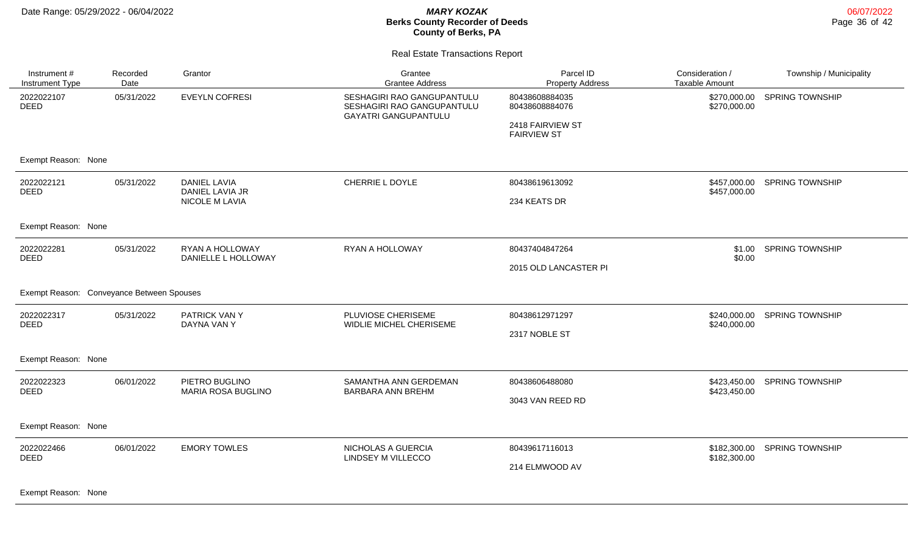# Berks County Recorder of Deeds

## MARY KOZAK

**County of Berks, PA**

Date Range: 05/29/2022 - 06/04/2022

### Real Estate Transactions Report

| Instrument # / Instrument Type | Recorded Date | Grantor | Grantee / Grantee Address | Parcel ID / Property Address | Consideration / Taxable Amount | Township / Municipality |
|---|---|---|---|---|---|---|
| 2022022107 DEED | 05/31/2022 | EVEYLN COFRESI | SESHAGIRI RAO GANGUPANTULU<br>SESHAGIRI RAO GANGUPANTULU<br>GAYATRI GANGUPANTULU | 80438608884035<br>80438608884076<br>2418 FAIRVIEW ST<br>FAIRVIEW ST | $270,000.00<br>$270,000.00 | SPRING TOWNSHIP |
| Exempt Reason: None | | | | | | |
| 2022022121 DEED | 05/31/2022 | DANIEL LAVIA<br>DANIEL LAVIA JR<br>NICOLE M LAVIA | CHERRIE L DOYLE | 80438619613092<br>234 KEATS DR | $457,000.00<br>$457,000.00 | SPRING TOWNSHIP |
| Exempt Reason: None | | | | | | |
| 2022022281 DEED | 05/31/2022 | RYAN A HOLLOWAY<br>DANIELLE L HOLLOWAY | RYAN A HOLLOWAY | 80437404847264<br>2015 OLD LANCASTER PI | $1.00<br>$0.00 | SPRING TOWNSHIP |
| Exempt Reason: Conveyance Between Spouses | | | | | | |
| 2022022317 DEED | 05/31/2022 | PATRICK VAN Y<br>DAYNA VAN Y | PLUVIOSE CHERISEME<br>WIDLIE MICHEL CHERISEME | 80438612971297<br>2317 NOBLE ST | $240,000.00<br>$240,000.00 | SPRING TOWNSHIP |
| Exempt Reason: None | | | | | | |
| 2022022323 DEED | 06/01/2022 | PIETRO BUGLINO<br>MARIA ROSA BUGLINO | SAMANTHA ANN GERDEMAN<br>BARBARA ANN BREHM | 80438606488080<br>3043 VAN REED RD | $423,450.00<br>$423,450.00 | SPRING TOWNSHIP |
| Exempt Reason: None | | | | | | |
| 2022022466 DEED | 06/01/2022 | EMORY TOWLES | NICHOLAS A GUERCIA<br>LINDSEY M VILLECCO | 80439617116013<br>214 ELMWOOD AV | $182,300.00<br>$182,300.00 | SPRING TOWNSHIP |
| Exempt Reason: None | | | | | | |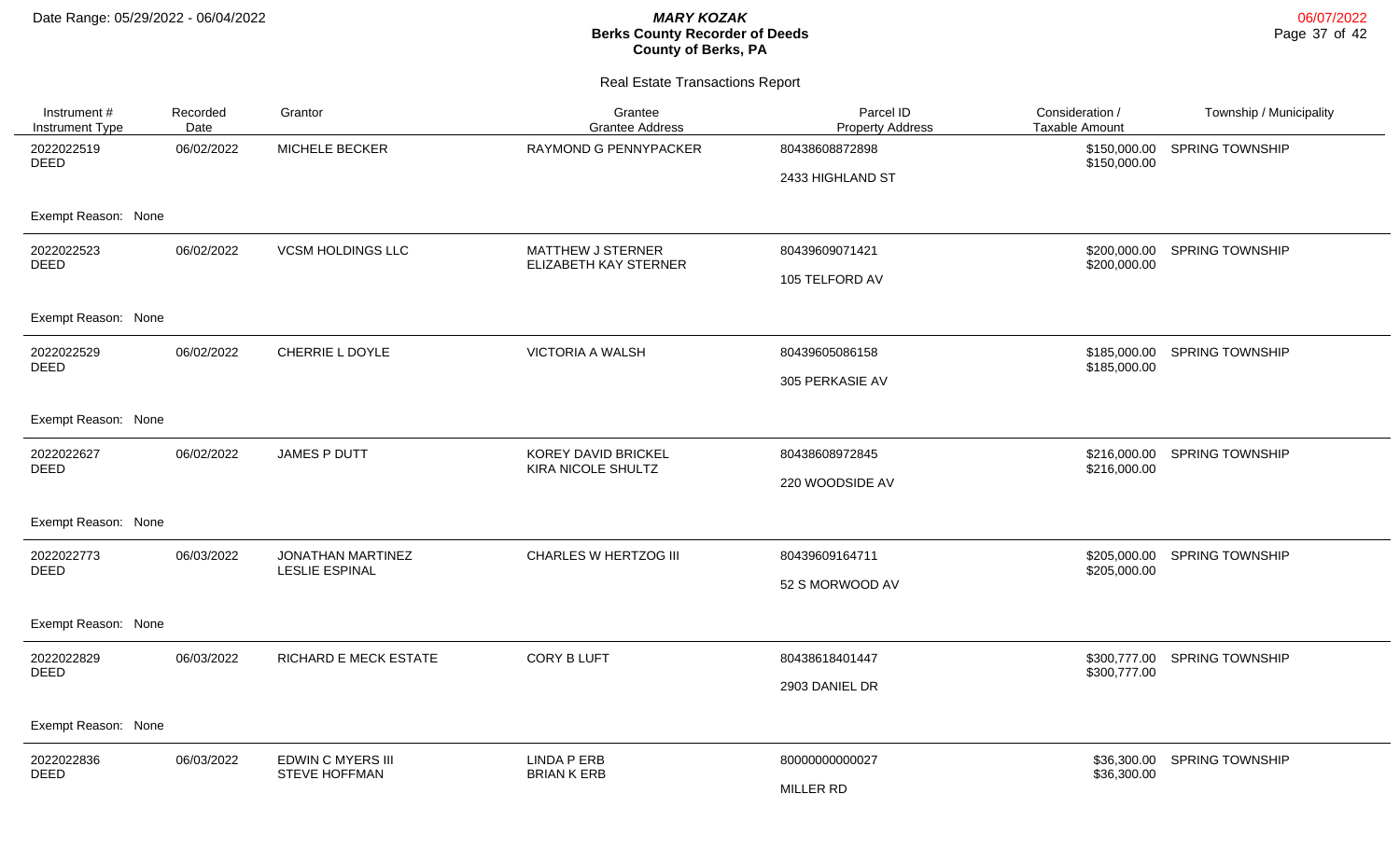# Berks County Recorder of Deeds

**MARY KOZAK**

**County of Berks, PA**

Date Range: 05/29/2022 - 06/04/2022

06/07/2022

## Real Estate Transactions Report

| Instrument # / Instrument Type | Recorded Date | Grantor | Grantee / Grantee Address | Parcel ID / Property Address | Consideration / Taxable Amount | Township / Municipality |
|---|---|---|---|---|---|---|
| 2022022519 DEED | 06/02/2022 | MICHELE BECKER | RAYMOND G PENNYPACKER | 80438608872898 2433 HIGHLAND ST | \$150,000.00 \$150,000.00 | SPRING TOWNSHIP |
| Exempt Reason: None | | | | | | |
| 2022022523 DEED | 06/02/2022 | VCSM HOLDINGS LLC | MATTHEW J STERNER ELIZABETH KAY STERNER | 80439609071421 105 TELFORD AV | \$200,000.00 \$200,000.00 | SPRING TOWNSHIP |
| Exempt Reason: None | | | | | | |
| 2022022529 DEED | 06/02/2022 | CHERRIE L DOYLE | VICTORIA A WALSH | 80439605086158 305 PERKASIE AV | \$185,000.00 \$185,000.00 | SPRING TOWNSHIP |
| Exempt Reason: None | | | | | | |
| 2022022627 DEED | 06/02/2022 | JAMES P DUTT | KOREY DAVID BRICKEL KIRA NICOLE SHULTZ | 80438608972845 220 WOODSIDE AV | \$216,000.00 \$216,000.00 | SPRING TOWNSHIP |
| Exempt Reason: None | | | | | | |
| 2022022773 DEED | 06/03/2022 | JONATHAN MARTINEZ LESLIE ESPINAL | CHARLES W HERTZOG III | 80439609164711 52 S MORWOOD AV | \$205,000.00 \$205,000.00 | SPRING TOWNSHIP |
| Exempt Reason: None | | | | | | |
| 2022022829 DEED | 06/03/2022 | RICHARD E MECK ESTATE | CORY B LUFT | 80438618401447 2903 DANIEL DR | \$300,777.00 \$300,777.00 | SPRING TOWNSHIP |
| Exempt Reason: None | | | | | | |
| 2022022836 DEED | 06/03/2022 | EDWIN C MYERS III STEVE HOFFMAN | LINDA P ERB BRIAN K ERB | 80000000000027 MILLER RD | \$36,300.00 \$36,300.00 | SPRING TOWNSHIP |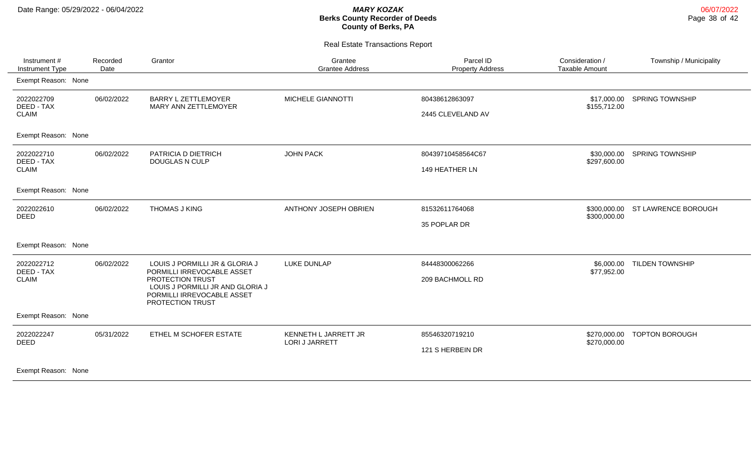Date Range: 05/29/2022 - 06/04/2022

**MARY KOZAK**
**Berks County Recorder of Deeds**
**County of Berks, PA**

Real Estate Transactions Report

| Instrument # / Instrument Type | Recorded Date | Grantor | Grantee / Grantee Address | Parcel ID / Property Address | Consideration / Taxable Amount | Township / Municipality |
|---|---|---|---|---|---|---|
| Exempt Reason: None | | | | | | |
| 2022022709 DEED - TAX CLAIM | 06/02/2022 | BARRY L ZETTLEMOYER MARY ANN ZETTLEMOYER | MICHELE GIANNOTTI | 80438612863097 2445 CLEVELAND AV | $17,000.00 $155,712.00 | SPRING TOWNSHIP |
| Exempt Reason: None | | | | | | |
| 2022022710 DEED - TAX CLAIM | 06/02/2022 | PATRICIA D DIETRICH DOUGLAS N CULP | JOHN PACK | 80439710458564C67 149 HEATHER LN | $30,000.00 $297,600.00 | SPRING TOWNSHIP |
| Exempt Reason: None | | | | | | |
| 2022022610 DEED | 06/02/2022 | THOMAS J KING | ANTHONY JOSEPH OBRIEN | 81532611764068 35 POPLAR DR | $300,000.00 $300,000.00 | ST LAWRENCE BOROUGH |
| Exempt Reason: None | | | | | | |
| 2022022712 DEED - TAX CLAIM | 06/02/2022 | LOUIS J PORMILLI JR & GLORIA J PORMILLI IRREVOCABLE ASSET PROTECTION TRUST LOUIS J PORMILLI JR AND GLORIA J PORMILLI IRREVOCABLE ASSET PROTECTION TRUST | LUKE DUNLAP | 84448300062266 209 BACHMOLL RD | $6,000.00 $77,952.00 | TILDEN TOWNSHIP |
| Exempt Reason: None | | | | | | |
| 2022022247 DEED | 05/31/2022 | ETHEL M SCHOFER ESTATE | KENNETH L JARRETT JR LORI J JARRETT | 85546320719210 121 S HERBEIN DR | $270,000.00 $270,000.00 | TOPTON BOROUGH |
| Exempt Reason: None | | | | | | |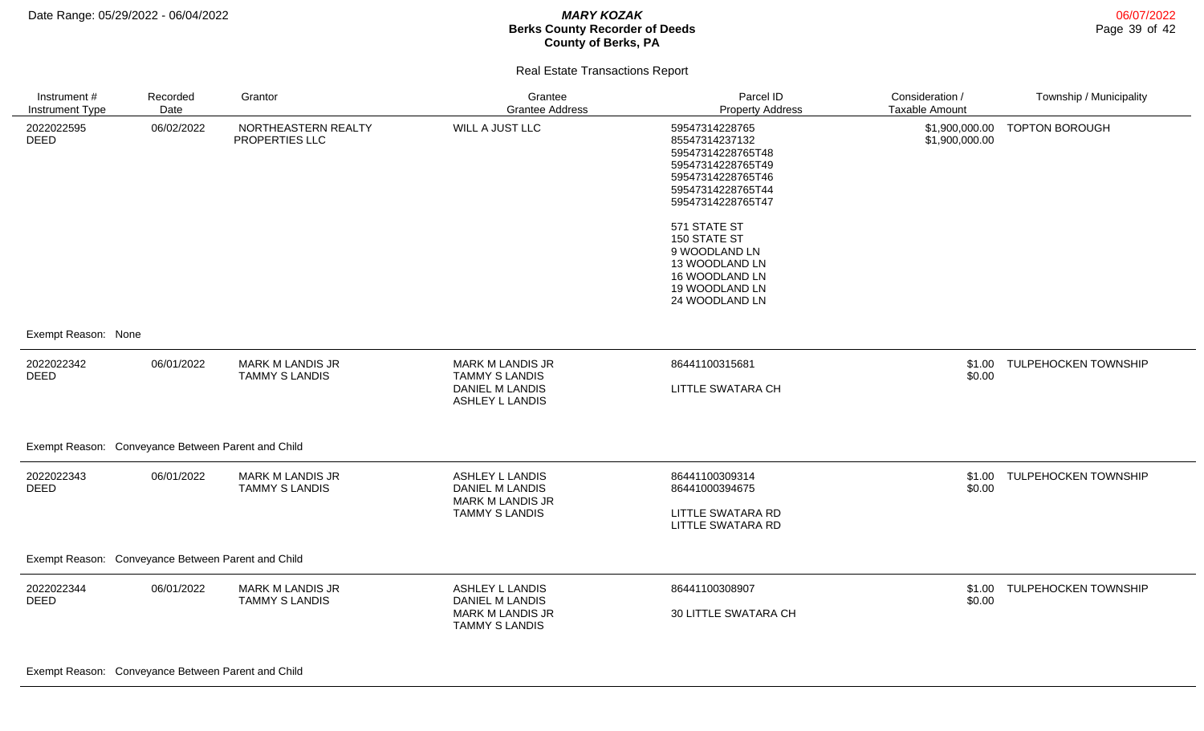# Berks County Recorder of Deeds

## Real Estate Transactions Report

| Instrument # / Instrument Type | Recorded Date | Grantor | Grantee / Grantee Address | Parcel ID / Property Address | Consideration / Taxable Amount | Township / Municipality |
|---|---|---|---|---|---|---|
| 2022022595 DEED | 06/02/2022 | NORTHEASTERN REALTY PROPERTIES LLC | WILL A JUST LLC | 59547314228765<br>85547314237132<br>59547314228765T48<br>59547314228765T49<br>59547314228765T46<br>59547314228765T44<br>59547314228765T47<br><br>571 STATE ST<br>150 STATE ST<br>9 WOODLAND LN<br>13 WOODLAND LN<br>16 WOODLAND LN<br>19 WOODLAND LN<br>24 WOODLAND LN | $1,900,000.00<br>$1,900,000.00 | TOPTON BOROUGH |
| Exempt Reason: None | | | | | | |
| 2022022342 DEED | 06/01/2022 | MARK M LANDIS JR<br>TAMMY S LANDIS | MARK M LANDIS JR<br>TAMMY S LANDIS<br>DANIEL M LANDIS<br>ASHLEY L LANDIS | 86441100315681<br><br>LITTLE SWATARA CH | $1.00<br>$0.00 | TULPEHOCKEN TOWNSHIP |
| Exempt Reason: Conveyance Between Parent and Child | | | | | | |
| 2022022343 DEED | 06/01/2022 | MARK M LANDIS JR<br>TAMMY S LANDIS | ASHLEY L LANDIS<br>DANIEL M LANDIS<br>MARK M LANDIS JR<br>TAMMY S LANDIS | 86441100309314<br>86441000394675<br><br>LITTLE SWATARA RD<br>LITTLE SWATARA RD | $1.00<br>$0.00 | TULPEHOCKEN TOWNSHIP |
| Exempt Reason: Conveyance Between Parent and Child | | | | | | |
| 2022022344 DEED | 06/01/2022 | MARK M LANDIS JR<br>TAMMY S LANDIS | ASHLEY L LANDIS<br>DANIEL M LANDIS<br>MARK M LANDIS JR<br>TAMMY S LANDIS | 86441100308907<br><br>30 LITTLE SWATARA CH | $1.00<br>$0.00 | TULPEHOCKEN TOWNSHIP |
| Exempt Reason: Conveyance Between Parent and Child | | | | | | |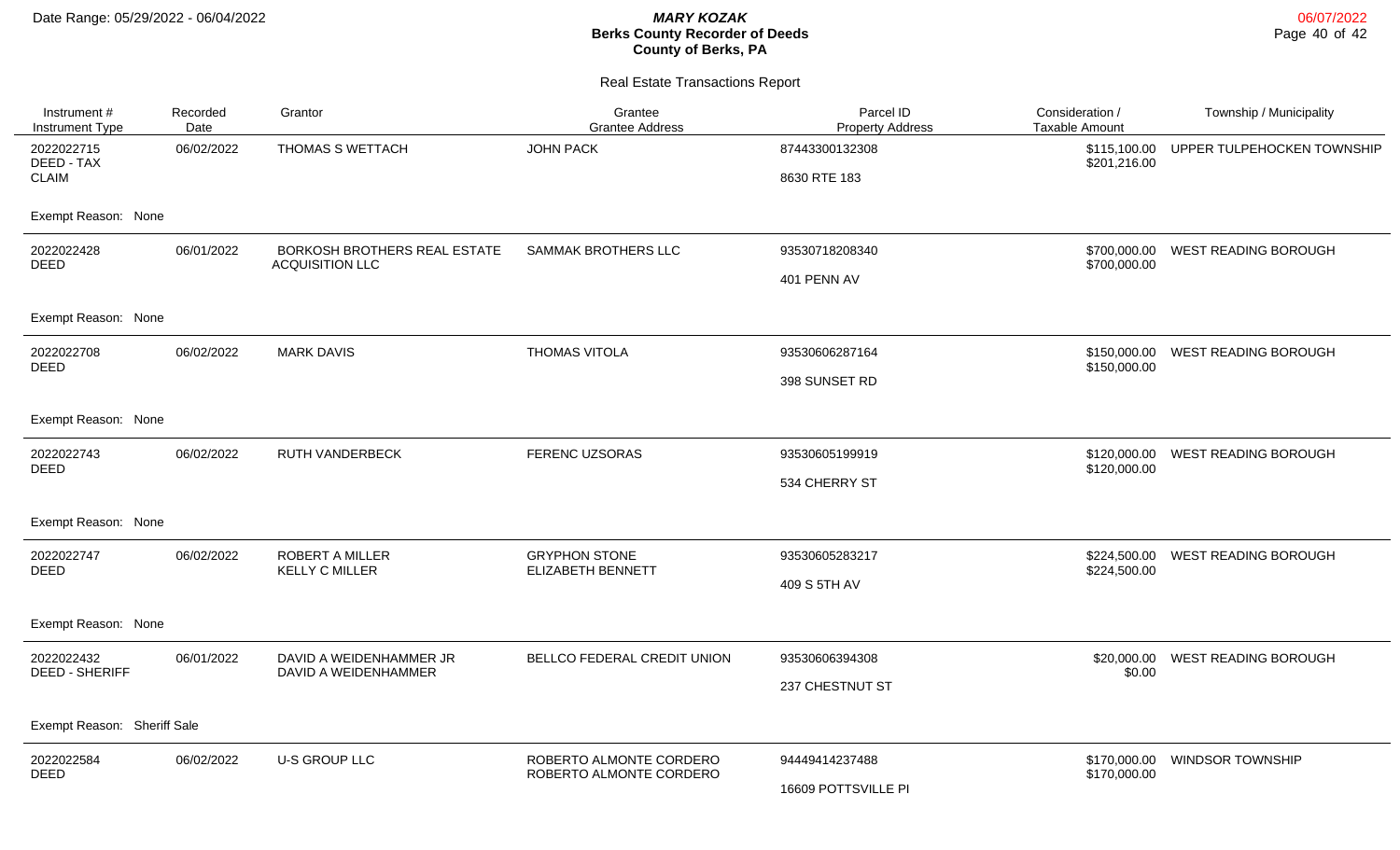# Berks County Recorder of Deeds

**MARY KOZAK**

**County of Berks, PA**

Date Range: 05/29/2022 - 06/04/2022

06/07/2022

## Real Estate Transactions Report

| Instrument # / Instrument Type | Recorded Date | Grantor | Grantee / Grantee Address | Parcel ID / Property Address | Consideration / Taxable Amount | Township / Municipality |
|---|---|---|---|---|---|---|
| 2022022715 DEED - TAX CLAIM | 06/02/2022 | THOMAS S WETTACH | JOHN PACK | 87443300132308 / 8630 RTE 183 | $115,100.00 / $201,216.00 | UPPER TULPEHOCKEN TOWNSHIP |
| Exempt Reason: None | | | | | | |
| 2022022428 DEED | 06/01/2022 | BORKOSH BROTHERS REAL ESTATE ACQUISITION LLC | SAMMAK BROTHERS LLC | 93530718208340 / 401 PENN AV | $700,000.00 / $700,000.00 | WEST READING BOROUGH |
| Exempt Reason: None | | | | | | |
| 2022022708 DEED | 06/02/2022 | MARK DAVIS | THOMAS VITOLA | 93530606287164 / 398 SUNSET RD | $150,000.00 / $150,000.00 | WEST READING BOROUGH |
| Exempt Reason: None | | | | | | |
| 2022022743 DEED | 06/02/2022 | RUTH VANDERBECK | FERENC UZSORAS | 93530605199919 / 534 CHERRY ST | $120,000.00 / $120,000.00 | WEST READING BOROUGH |
| Exempt Reason: None | | | | | | |
| 2022022747 DEED | 06/02/2022 | ROBERT A MILLER, KELLY C MILLER | GRYPHON STONE, ELIZABETH BENNETT | 93530605283217 / 409 S 5TH AV | $224,500.00 / $224,500.00 | WEST READING BOROUGH |
| Exempt Reason: None | | | | | | |
| 2022022432 DEED - SHERIFF | 06/01/2022 | DAVID A WEIDENHAMMER JR, DAVID A WEIDENHAMMER | BELLCO FEDERAL CREDIT UNION | 93530606394308 / 237 CHESTNUT ST | $20,000.00 / $0.00 | WEST READING BOROUGH |
| Exempt Reason: Sheriff Sale | | | | | | |
| 2022022584 DEED | 06/02/2022 | U-S GROUP LLC | ROBERTO ALMONTE CORDERO, ROBERTO ALMONTE CORDERO | 94449414237488 / 16609 POTTSVILLE PI | $170,000.00 / $170,000.00 | WINDSOR TOWNSHIP |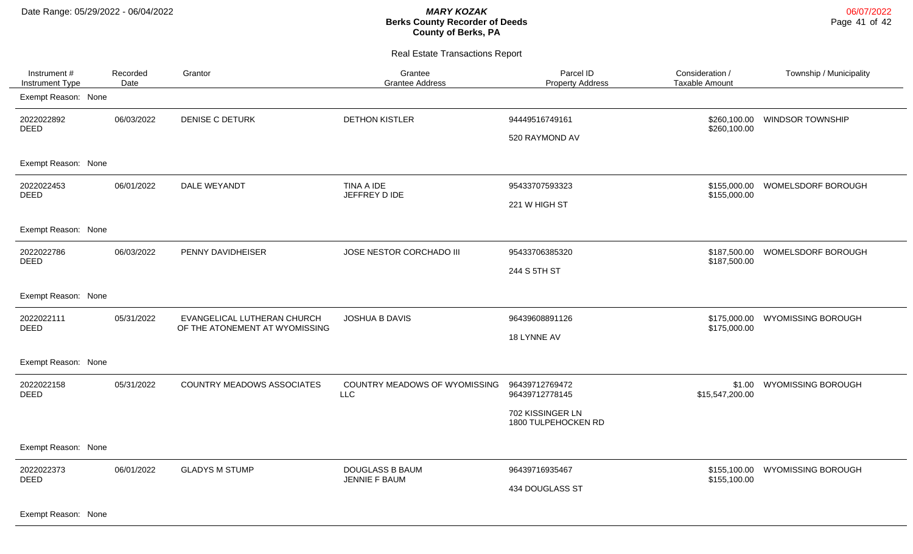# Berks County Recorder of Deeds

**MARY KOZAK**
**County of Berks, PA**

Date Range: 05/29/2022 - 06/04/2022

06/07/2022

## Real Estate Transactions Report

| Instrument # / Instrument Type | Recorded Date | Grantor | Grantee / Grantee Address | Parcel ID / Property Address | Consideration / Taxable Amount | Township / Municipality |
|---|---|---|---|---|---|---|
| Exempt Reason: None | | | | | | |
| 2022022892 DEED | 06/03/2022 | DENISE C DETURK | DETHON KISTLER | 94449516749161<br>520 RAYMOND AV | $260,100.00<br>$260,100.00 | WINDSOR TOWNSHIP |
| Exempt Reason: None | | | | | | |
| 2022022453 DEED | 06/01/2022 | DALE WEYANDT | TINA A IDE<br>JEFFREY D IDE | 95433707593323<br>221 W HIGH ST | $155,000.00<br>$155,000.00 | WOMELSDORF BOROUGH |
| Exempt Reason: None | | | | | | |
| 2022022786 DEED | 06/03/2022 | PENNY DAVIDHEISER | JOSE NESTOR CORCHADO III | 95433706385320<br>244 S 5TH ST | $187,500.00<br>$187,500.00 | WOMELSDORF BOROUGH |
| Exempt Reason: None | | | | | | |
| 2022022111 DEED | 05/31/2022 | EVANGELICAL LUTHERAN CHURCH OF THE ATONEMENT AT WYOMISSING | JOSHUA B DAVIS | 96439608891126<br>18 LYNNE AV | $175,000.00<br>$175,000.00 | WYOMISSING BOROUGH |
| Exempt Reason: None | | | | | | |
| 2022022158 DEED | 05/31/2022 | COUNTRY MEADOWS ASSOCIATES | COUNTRY MEADOWS OF WYOMISSING LLC | 96439712769472<br>96439712778145<br>702 KISSINGER LN<br>1800 TULPEHOCKEN RD | $1.00<br>$15,547,200.00 | WYOMISSING BOROUGH |
| Exempt Reason: None | | | | | | |
| 2022022373 DEED | 06/01/2022 | GLADYS M STUMP | DOUGLASS B BAUM<br>JENNIE F BAUM | 96439716935467<br>434 DOUGLASS ST | $155,100.00<br>$155,100.00 | WYOMISSING BOROUGH |
| Exempt Reason: None | | | | | | |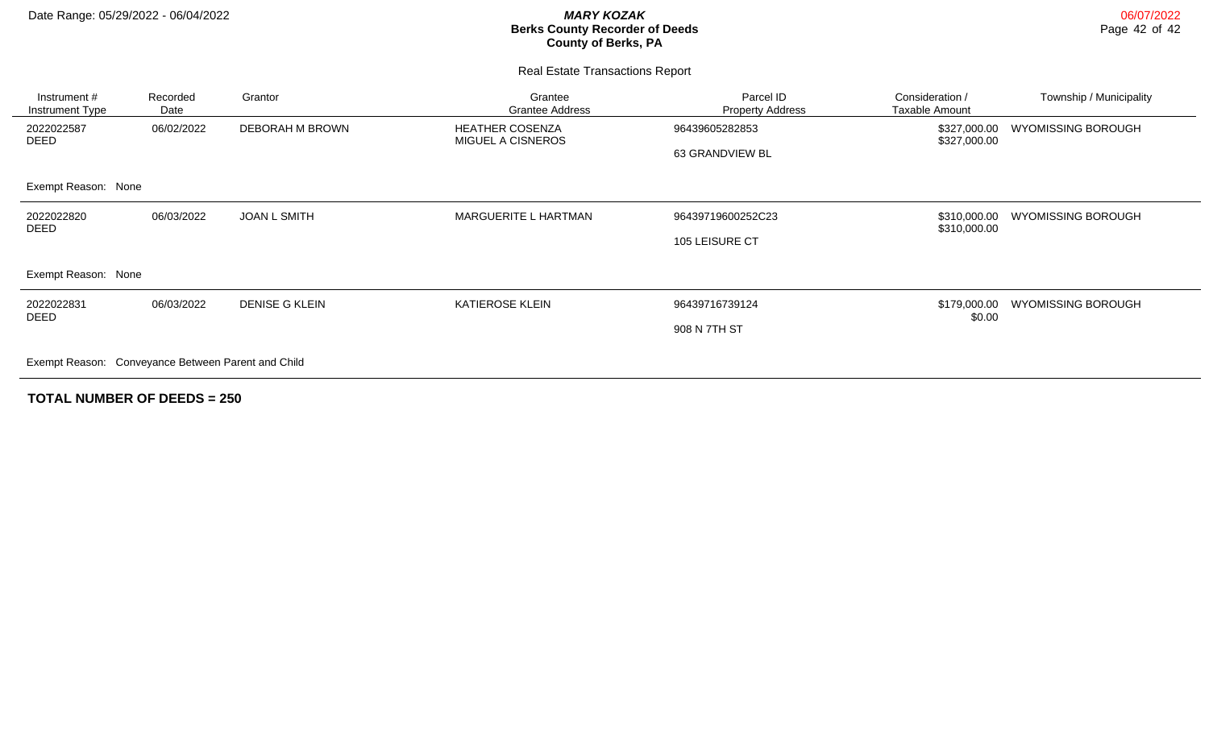**MARY KOZAK**
**Berks County Recorder of Deeds**
**County of Berks, PA**

Date Range: 05/29/2022 - 06/04/2022

06/07/2022

Real Estate Transactions Report

| Instrument # / Instrument Type | Recorded Date | Grantor | Grantee / Grantee Address | Parcel ID / Property Address | Consideration / Taxable Amount | Township / Municipality |
|---|---|---|---|---|---|---|
| 2022022587 DEED | 06/02/2022 | DEBORAH M BROWN | HEATHER COSENZA MIGUEL A CISNEROS | 96439605282853 63 GRANDVIEW BL | $327,000.00 $327,000.00 | WYOMISSING BOROUGH |
| Exempt Reason: None | | | | | | |
| 2022022820 DEED | 06/03/2022 | JOAN L SMITH | MARGUERITE L HARTMAN | 96439719600252C23 105 LEISURE CT | $310,000.00 $310,000.00 | WYOMISSING BOROUGH |
| Exempt Reason: None | | | | | | |
| 2022022831 DEED | 06/03/2022 | DENISE G KLEIN | KATIEROSE KLEIN | 96439716739124 908 N 7TH ST | $179,000.00 $0.00 | WYOMISSING BOROUGH |
| Exempt Reason: Conveyance Between Parent and Child | | | | | | |

**TOTAL NUMBER OF DEEDS = 250**